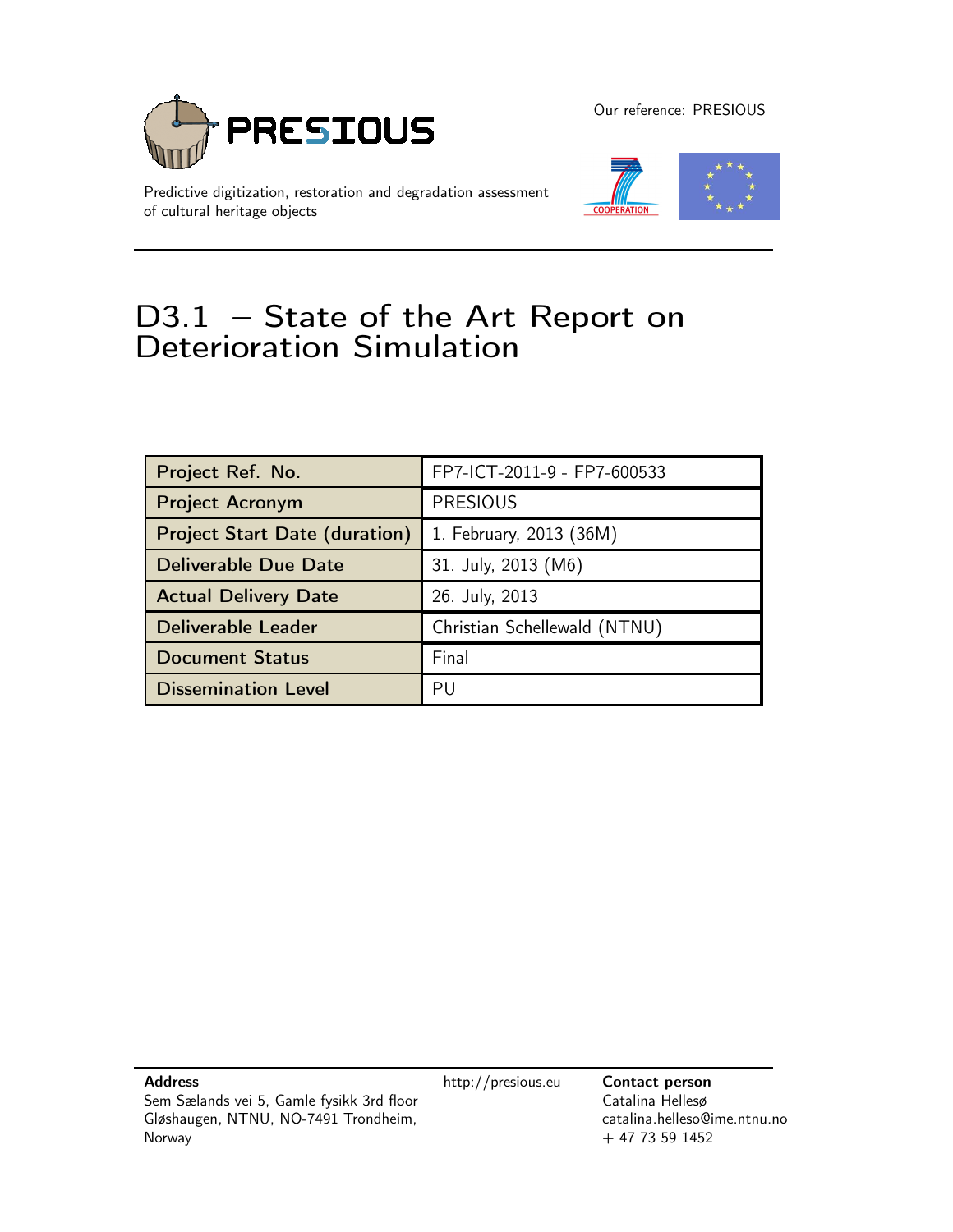PRESIOUS

Our reference: PRESIOUS

Predictive digitization, restoration and degradation assessment of cultural heritage objects

COOPERATION

# D3.1 – State of the Art Report on Deterioration Simulation

| Project Ref. No. | FP7-ICT-2011-9 - FP7-600533 |
|---|---|
| Project Acronym | PRESIOUS |
| Project Start Date (duration) | 1. February, 2013 (36M) |
| Deliverable Due Date | 31. July, 2013 (M6) |
| Actual Delivery Date | 26. July, 2013 |
| Deliverable Leader | Christian Schellewald (NTNU) |
| Document Status | Final |
| Dissemination Level | PU |

**Address**
Sem Sælands vei 5, Gamle fysikk 3rd floor
Gløshaugen, NTNU, NO-7491 Trondheim,
Norway

http://presious.eu

**Contact person**
Catalina Hellesø
catalina.helleso@ime.ntnu.no
+ 47 73 59 1452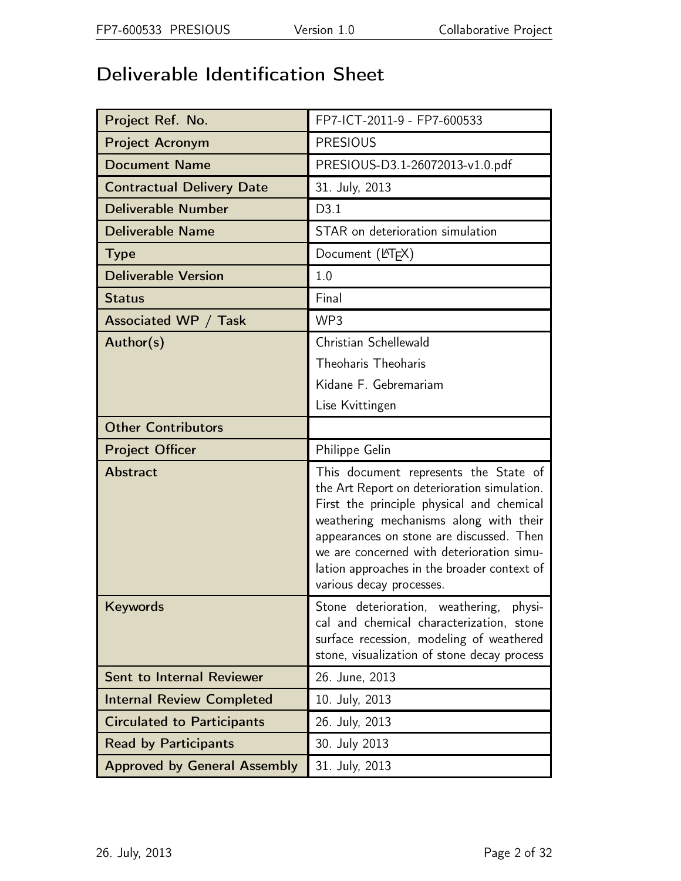# Deliverable Identification Sheet

| Project Ref. No. | FP7-ICT-2011-9 - FP7-600533 |
|---|---|
| Project Acronym | PRESIOUS |
| Document Name | PRESIOUS-D3.1-26072013-v1.0.pdf |
| Contractual Delivery Date | 31. July, 2013 |
| Deliverable Number | D3.1 |
| Deliverable Name | STAR on deterioration simulation |
| Type | Document (LaTeX) |
| Deliverable Version | 1.0 |
| Status | Final |
| Associated WP / Task | WP3 |
| Author(s) | Christian Schellewald<br>Theoharis Theoharis<br>Kidane F. Gebremariam<br>Lise Kvittingen |
| Other Contributors | |
| Project Officer | Philippe Gelin |
| Abstract | This document represents the State of the Art Report on deterioration simulation. First the principle physical and chemical weathering mechanisms along with their appearances on stone are discussed. Then we are concerned with deterioration simulation approaches in the broader context of various decay processes. |
| Keywords | Stone deterioration, weathering, physical and chemical characterization, stone surface recession, modeling of weathered stone, visualization of stone decay process |
| Sent to Internal Reviewer | 26. June, 2013 |
| Internal Review Completed | 10. July, 2013 |
| Circulated to Participants | 26. July, 2013 |
| Read by Participants | 30. July 2013 |
| Approved by General Assembly | 31. July, 2013 |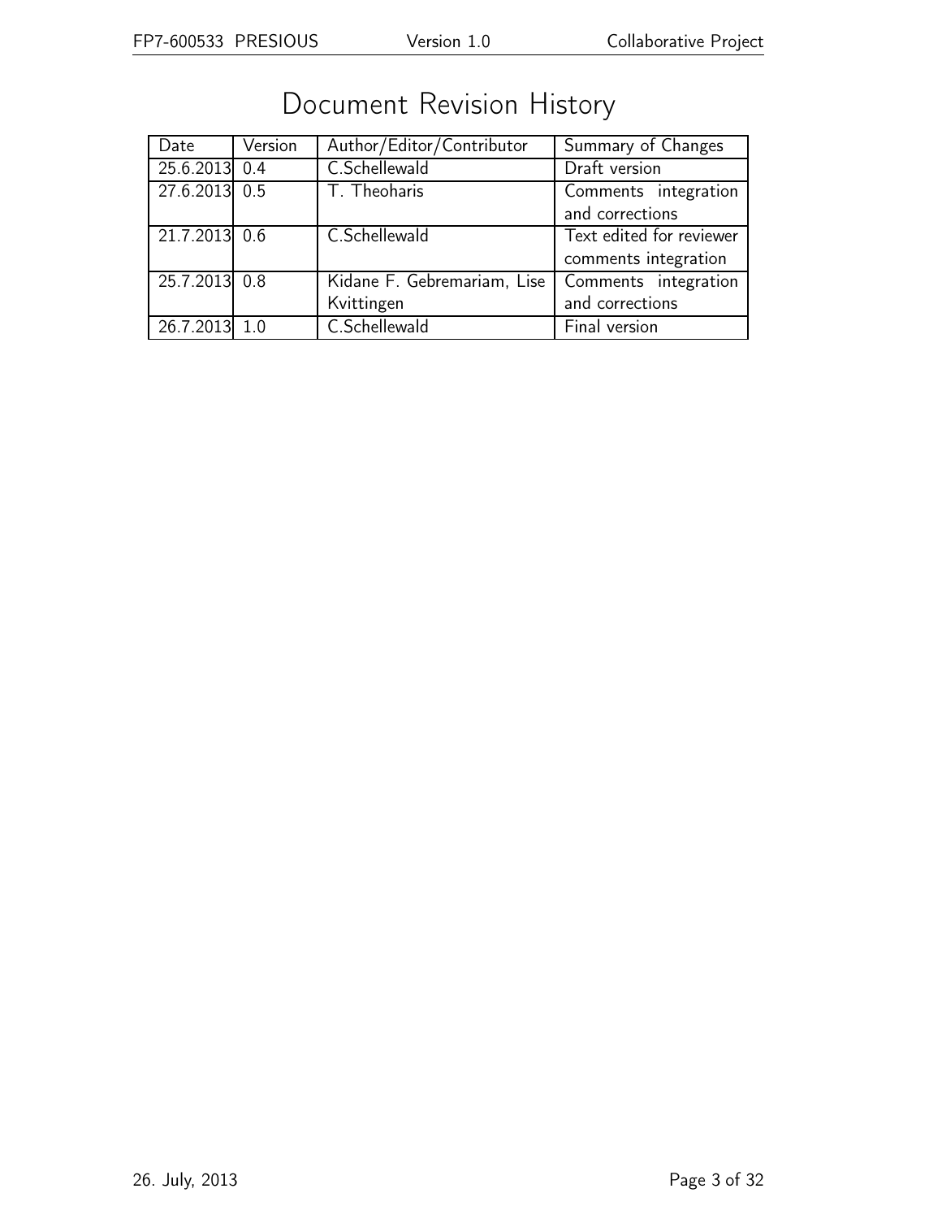# Document Revision History

| Date | Version | Author/Editor/Contributor | Summary of Changes |
|---|---|---|---|
| 25.6.2013 | 0.4 | C.Schellewald | Draft version |
| 27.6.2013 | 0.5 | T. Theoharis | Comments integration and corrections |
| 21.7.2013 | 0.6 | C.Schellewald | Text edited for reviewer comments integration |
| 25.7.2013 | 0.8 | Kidane F. Gebremariam, Lise Kvittingen | Comments integration and corrections |
| 26.7.2013 | 1.0 | C.Schellewald | Final version |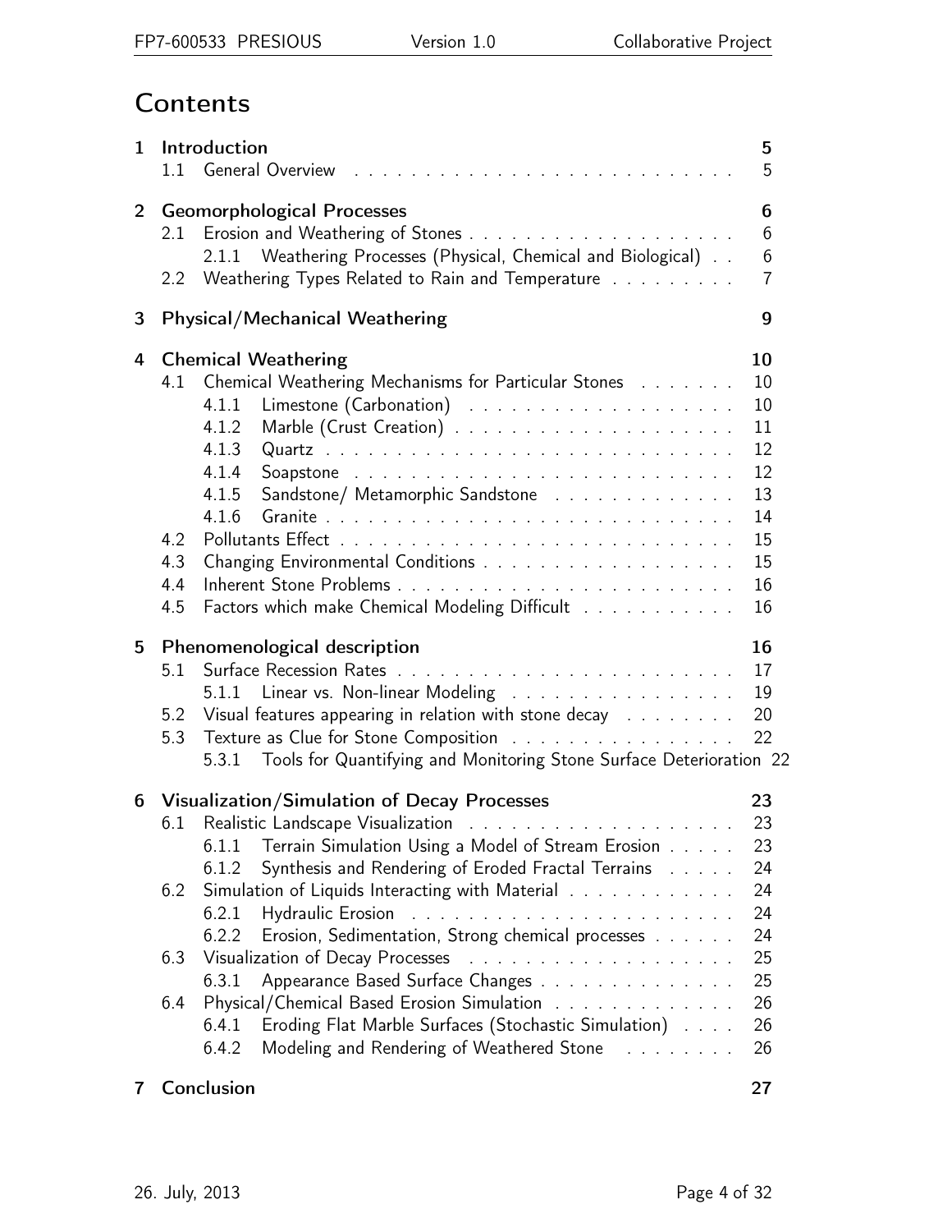# Contents

**1 Introduction** — 5
- 1.1 General Overview — 5

**2 Geomorphological Processes** — 6
- 2.1 Erosion and Weathering of Stones — 6
  - 2.1.1 Weathering Processes (Physical, Chemical and Biological) — 6
- 2.2 Weathering Types Related to Rain and Temperature — 7

**3 Physical/Mechanical Weathering** — 9

**4 Chemical Weathering** — 10
- 4.1 Chemical Weathering Mechanisms for Particular Stones — 10
  - 4.1.1 Limestone (Carbonation) — 10
  - 4.1.2 Marble (Crust Creation) — 11
  - 4.1.3 Quartz — 12
  - 4.1.4 Soapstone — 12
  - 4.1.5 Sandstone/ Metamorphic Sandstone — 13
  - 4.1.6 Granite — 14
- 4.2 Pollutants Effect — 15
- 4.3 Changing Environmental Conditions — 15
- 4.4 Inherent Stone Problems — 16
- 4.5 Factors which make Chemical Modeling Difficult — 16

**5 Phenomenological description** — 16
- 5.1 Surface Recession Rates — 17
  - 5.1.1 Linear vs. Non-linear Modeling — 19
- 5.2 Visual features appearing in relation with stone decay — 20
- 5.3 Texture as Clue for Stone Composition — 22
  - 5.3.1 Tools for Quantifying and Monitoring Stone Surface Deterioration — 22

**6 Visualization/Simulation of Decay Processes** — 23
- 6.1 Realistic Landscape Visualization — 23
  - 6.1.1 Terrain Simulation Using a Model of Stream Erosion — 23
  - 6.1.2 Synthesis and Rendering of Eroded Fractal Terrains — 24
- 6.2 Simulation of Liquids Interacting with Material — 24
  - 6.2.1 Hydraulic Erosion — 24
  - 6.2.2 Erosion, Sedimentation, Strong chemical processes — 24
- 6.3 Visualization of Decay Processes — 25
  - 6.3.1 Appearance Based Surface Changes — 25
- 6.4 Physical/Chemical Based Erosion Simulation — 26
  - 6.4.1 Eroding Flat Marble Surfaces (Stochastic Simulation) — 26
  - 6.4.2 Modeling and Rendering of Weathered Stone — 26

**7 Conclusion** — 27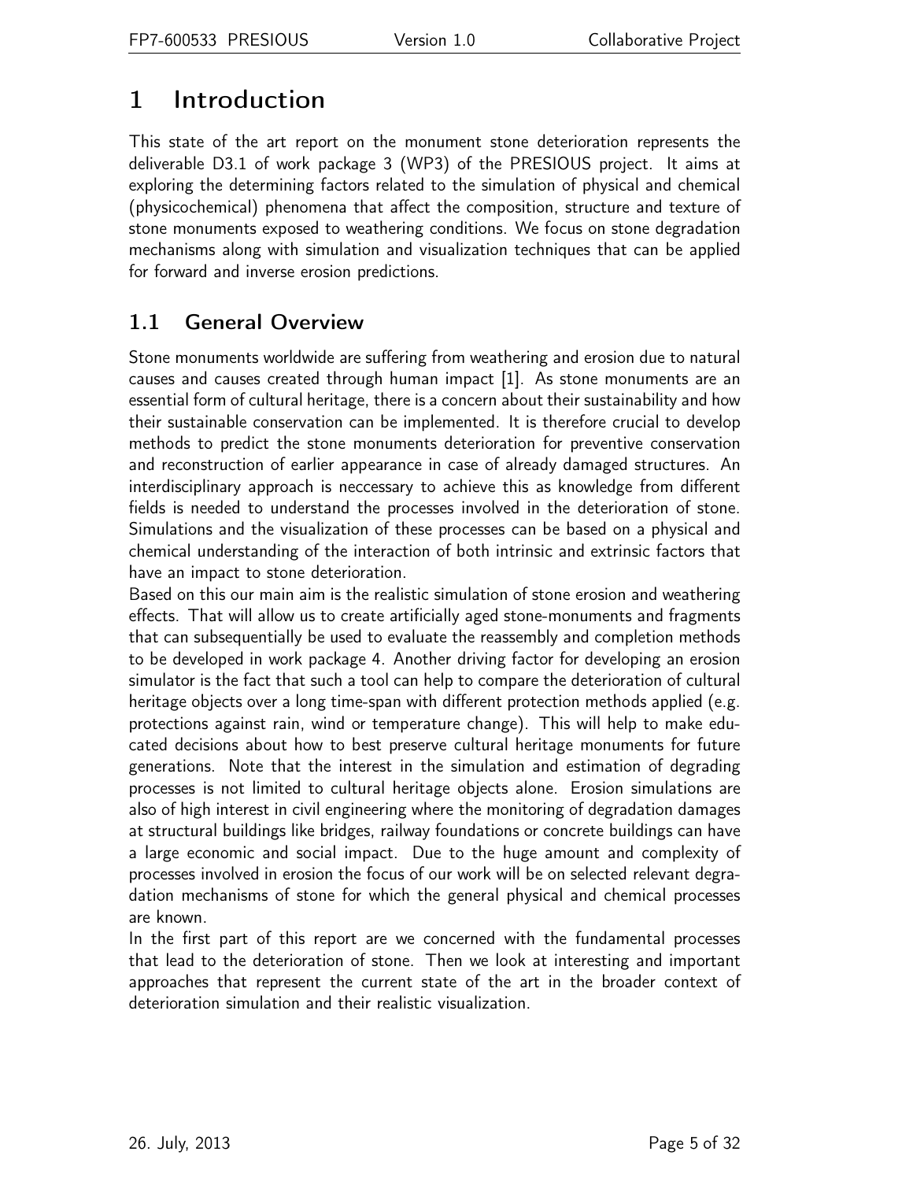# 1 Introduction

This state of the art report on the monument stone deterioration represents the deliverable D3.1 of work package 3 (WP3) of the PRESIOUS project. It aims at exploring the determining factors related to the simulation of physical and chemical (physicochemical) phenomena that affect the composition, structure and texture of stone monuments exposed to weathering conditions. We focus on stone degradation mechanisms along with simulation and visualization techniques that can be applied for forward and inverse erosion predictions.

## 1.1 General Overview

Stone monuments worldwide are suffering from weathering and erosion due to natural causes and causes created through human impact [1]. As stone monuments are an essential form of cultural heritage, there is a concern about their sustainability and how their sustainable conservation can be implemented. It is therefore crucial to develop methods to predict the stone monuments deterioration for preventive conservation and reconstruction of earlier appearance in case of already damaged structures. An interdisciplinary approach is neccessary to achieve this as knowledge from different fields is needed to understand the processes involved in the deterioration of stone. Simulations and the visualization of these processes can be based on a physical and chemical understanding of the interaction of both intrinsic and extrinsic factors that have an impact to stone deterioration.

Based on this our main aim is the realistic simulation of stone erosion and weathering effects. That will allow us to create artificially aged stone-monuments and fragments that can subsequentially be used to evaluate the reassembly and completion methods to be developed in work package 4. Another driving factor for developing an erosion simulator is the fact that such a tool can help to compare the deterioration of cultural heritage objects over a long time-span with different protection methods applied (e.g. protections against rain, wind or temperature change). This will help to make educated decisions about how to best preserve cultural heritage monuments for future generations. Note that the interest in the simulation and estimation of degrading processes is not limited to cultural heritage objects alone. Erosion simulations are also of high interest in civil engineering where the monitoring of degradation damages at structural buildings like bridges, railway foundations or concrete buildings can have a large economic and social impact. Due to the huge amount and complexity of processes involved in erosion the focus of our work will be on selected relevant degradation mechanisms of stone for which the general physical and chemical processes are known.

In the first part of this report are we concerned with the fundamental processes that lead to the deterioration of stone. Then we look at interesting and important approaches that represent the current state of the art in the broader context of deterioration simulation and their realistic visualization.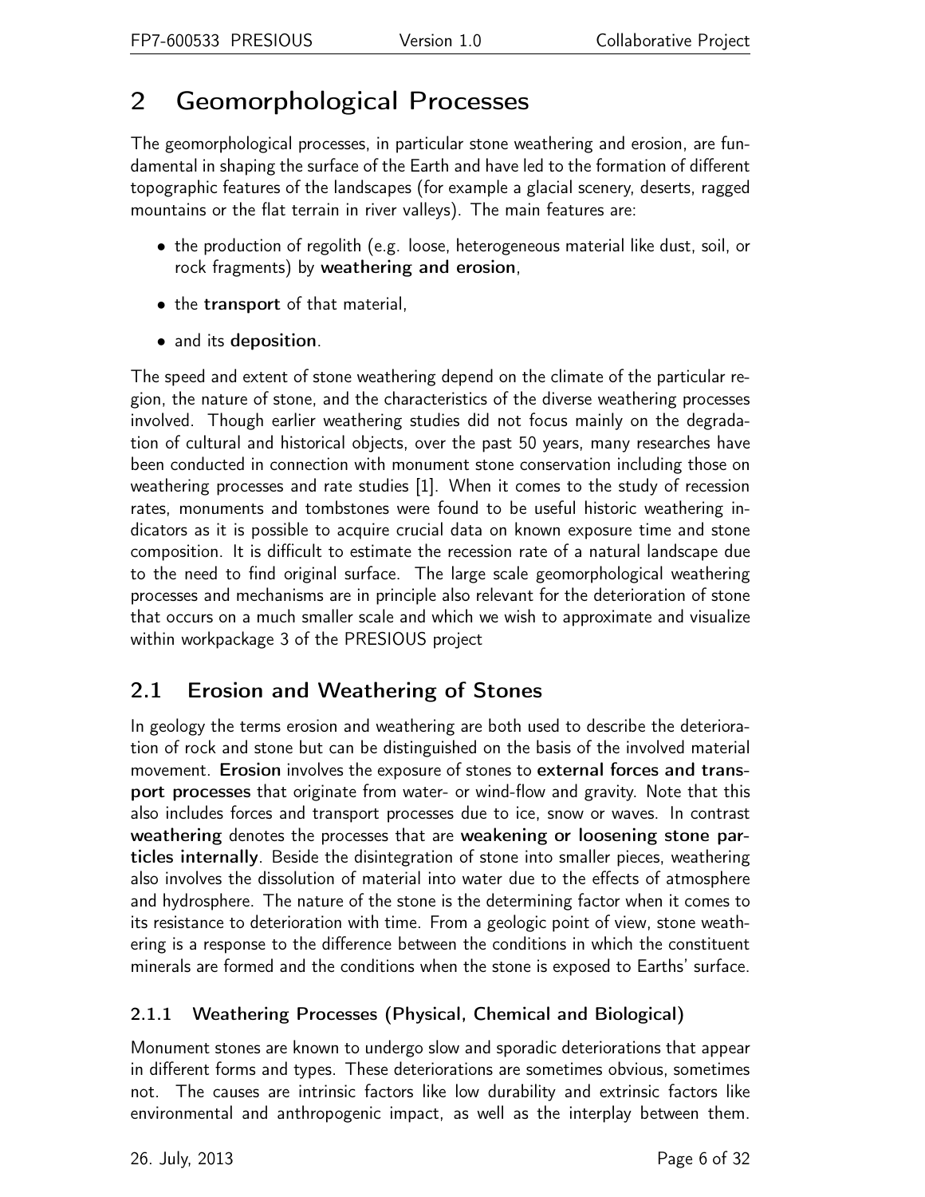# 2 Geomorphological Processes

The geomorphological processes, in particular stone weathering and erosion, are fundamental in shaping the surface of the Earth and have led to the formation of different topographic features of the landscapes (for example a glacial scenery, deserts, ragged mountains or the flat terrain in river valleys). The main features are:

- the production of regolith (e.g. loose, heterogeneous material like dust, soil, or rock fragments) by **weathering and erosion**,
- the **transport** of that material,
- and its **deposition**.

The speed and extent of stone weathering depend on the climate of the particular region, the nature of stone, and the characteristics of the diverse weathering processes involved. Though earlier weathering studies did not focus mainly on the degradation of cultural and historical objects, over the past 50 years, many researches have been conducted in connection with monument stone conservation including those on weathering processes and rate studies [1]. When it comes to the study of recession rates, monuments and tombstones were found to be useful historic weathering indicators as it is possible to acquire crucial data on known exposure time and stone composition. It is difficult to estimate the recession rate of a natural landscape due to the need to find original surface. The large scale geomorphological weathering processes and mechanisms are in principle also relevant for the deterioration of stone that occurs on a much smaller scale and which we wish to approximate and visualize within workpackage 3 of the PRESIOUS project

## 2.1 Erosion and Weathering of Stones

In geology the terms erosion and weathering are both used to describe the deterioration of rock and stone but can be distinguished on the basis of the involved material movement. **Erosion** involves the exposure of stones to **external forces and transport processes** that originate from water- or wind-flow and gravity. Note that this also includes forces and transport processes due to ice, snow or waves. In contrast **weathering** denotes the processes that are **weakening or loosening stone particles internally**. Beside the disintegration of stone into smaller pieces, weathering also involves the dissolution of material into water due to the effects of atmosphere and hydrosphere. The nature of the stone is the determining factor when it comes to its resistance to deterioration with time. From a geologic point of view, stone weathering is a response to the difference between the conditions in which the constituent minerals are formed and the conditions when the stone is exposed to Earths' surface.

### 2.1.1 Weathering Processes (Physical, Chemical and Biological)

Monument stones are known to undergo slow and sporadic deteriorations that appear in different forms and types. These deteriorations are sometimes obvious, sometimes not. The causes are intrinsic factors like low durability and extrinsic factors like environmental and anthropogenic impact, as well as the interplay between them.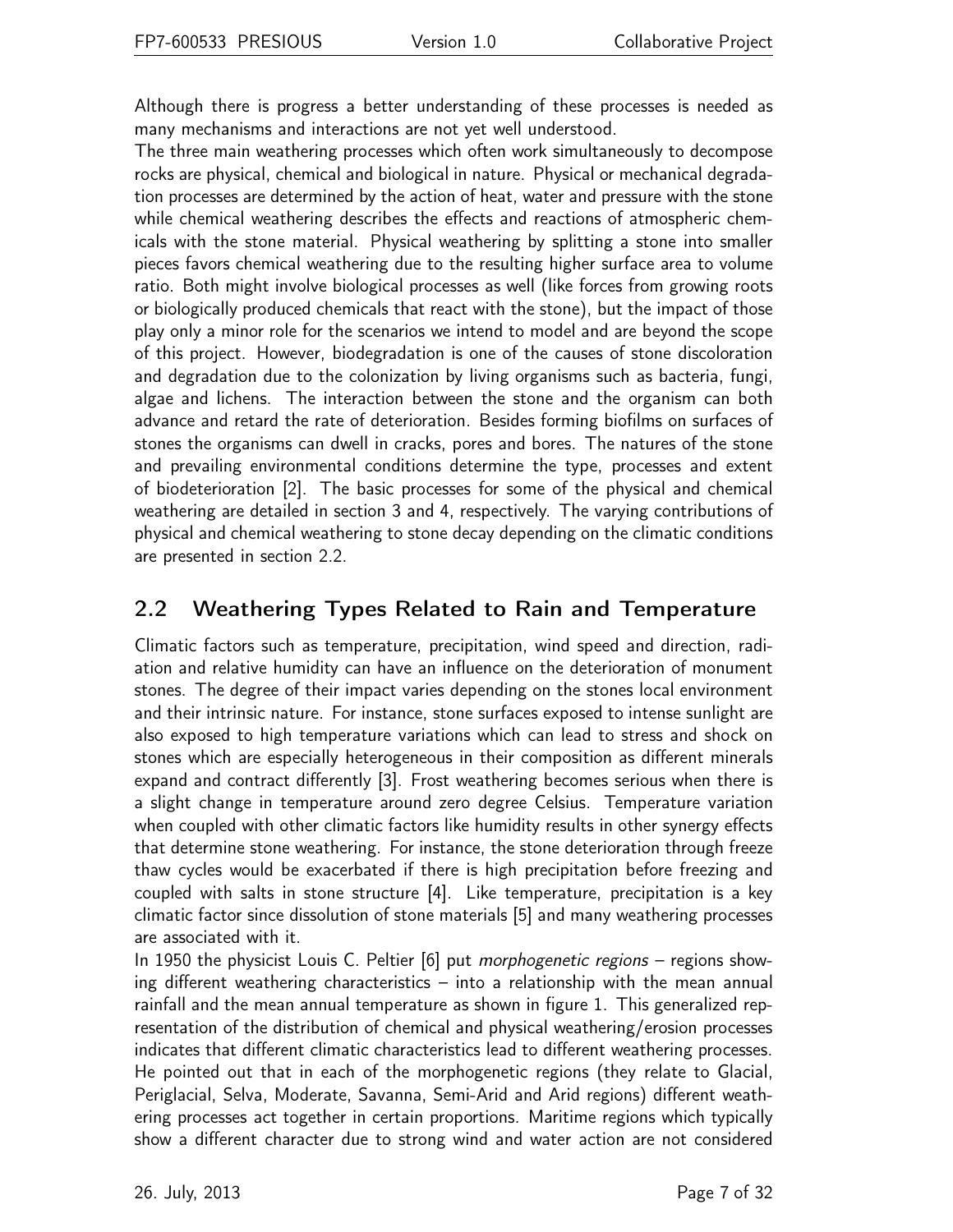Although there is progress a better understanding of these processes is needed as many mechanisms and interactions are not yet well understood.

The three main weathering processes which often work simultaneously to decompose rocks are physical, chemical and biological in nature. Physical or mechanical degradation processes are determined by the action of heat, water and pressure with the stone while chemical weathering describes the effects and reactions of atmospheric chemicals with the stone material. Physical weathering by splitting a stone into smaller pieces favors chemical weathering due to the resulting higher surface area to volume ratio. Both might involve biological processes as well (like forces from growing roots or biologically produced chemicals that react with the stone), but the impact of those play only a minor role for the scenarios we intend to model and are beyond the scope of this project. However, biodegradation is one of the causes of stone discoloration and degradation due to the colonization by living organisms such as bacteria, fungi, algae and lichens. The interaction between the stone and the organism can both advance and retard the rate of deterioration. Besides forming biofilms on surfaces of stones the organisms can dwell in cracks, pores and bores. The natures of the stone and prevailing environmental conditions determine the type, processes and extent of biodeterioration [2]. The basic processes for some of the physical and chemical weathering are detailed in section 3 and 4, respectively. The varying contributions of physical and chemical weathering to stone decay depending on the climatic conditions are presented in section 2.2.

## 2.2 Weathering Types Related to Rain and Temperature

Climatic factors such as temperature, precipitation, wind speed and direction, radiation and relative humidity can have an influence on the deterioration of monument stones. The degree of their impact varies depending on the stones local environment and their intrinsic nature. For instance, stone surfaces exposed to intense sunlight are also exposed to high temperature variations which can lead to stress and shock on stones which are especially heterogeneous in their composition as different minerals expand and contract differently [3]. Frost weathering becomes serious when there is a slight change in temperature around zero degree Celsius. Temperature variation when coupled with other climatic factors like humidity results in other synergy effects that determine stone weathering. For instance, the stone deterioration through freeze thaw cycles would be exacerbated if there is high precipitation before freezing and coupled with salts in stone structure [4]. Like temperature, precipitation is a key climatic factor since dissolution of stone materials [5] and many weathering processes are associated with it.

In 1950 the physicist Louis C. Peltier [6] put *morphogenetic regions* – regions showing different weathering characteristics – into a relationship with the mean annual rainfall and the mean annual temperature as shown in figure 1. This generalized representation of the distribution of chemical and physical weathering/erosion processes indicates that different climatic characteristics lead to different weathering processes. He pointed out that in each of the morphogenetic regions (they relate to Glacial, Periglacial, Selva, Moderate, Savanna, Semi-Arid and Arid regions) different weathering processes act together in certain proportions. Maritime regions which typically show a different character due to strong wind and water action are not considered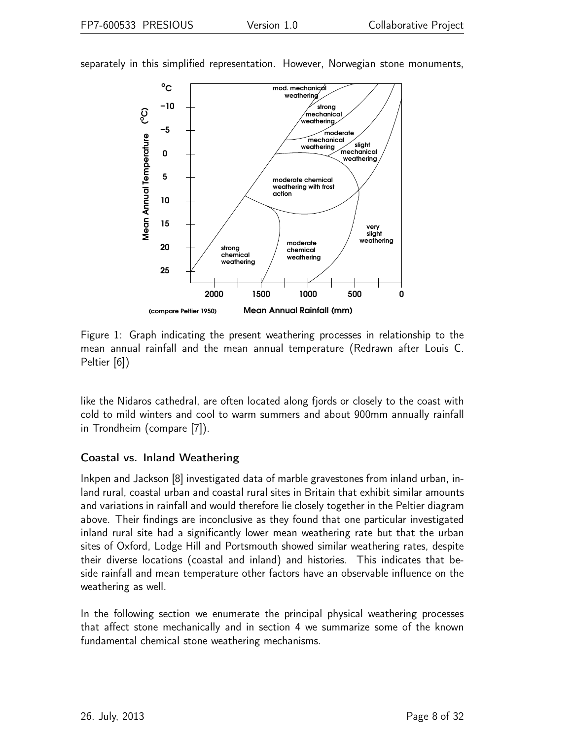separately in this simplified representation. However, Norwegian stone monuments,

Figure 1: Graph indicating the present weathering processes in relationship to the mean annual rainfall and the mean annual temperature (Redrawn after Louis C. Peltier [6])

like the Nidaros cathedral, are often located along fjords or closely to the coast with cold to mild winters and cool to warm summers and about 900mm annually rainfall in Trondheim (compare [7]).

### Coastal vs. Inland Weathering

Inkpen and Jackson [8] investigated data of marble gravestones from inland urban, inland rural, coastal urban and coastal rural sites in Britain that exhibit similar amounts and variations in rainfall and would therefore lie closely together in the Peltier diagram above. Their findings are inconclusive as they found that one particular investigated inland rural site had a significantly lower mean weathering rate but that the urban sites of Oxford, Lodge Hill and Portsmouth showed similar weathering rates, despite their diverse locations (coastal and inland) and histories. This indicates that beside rainfall and mean temperature other factors have an observable influence on the weathering as well.

In the following section we enumerate the principal physical weathering processes that affect stone mechanically and in section 4 we summarize some of the known fundamental chemical stone weathering mechanisms.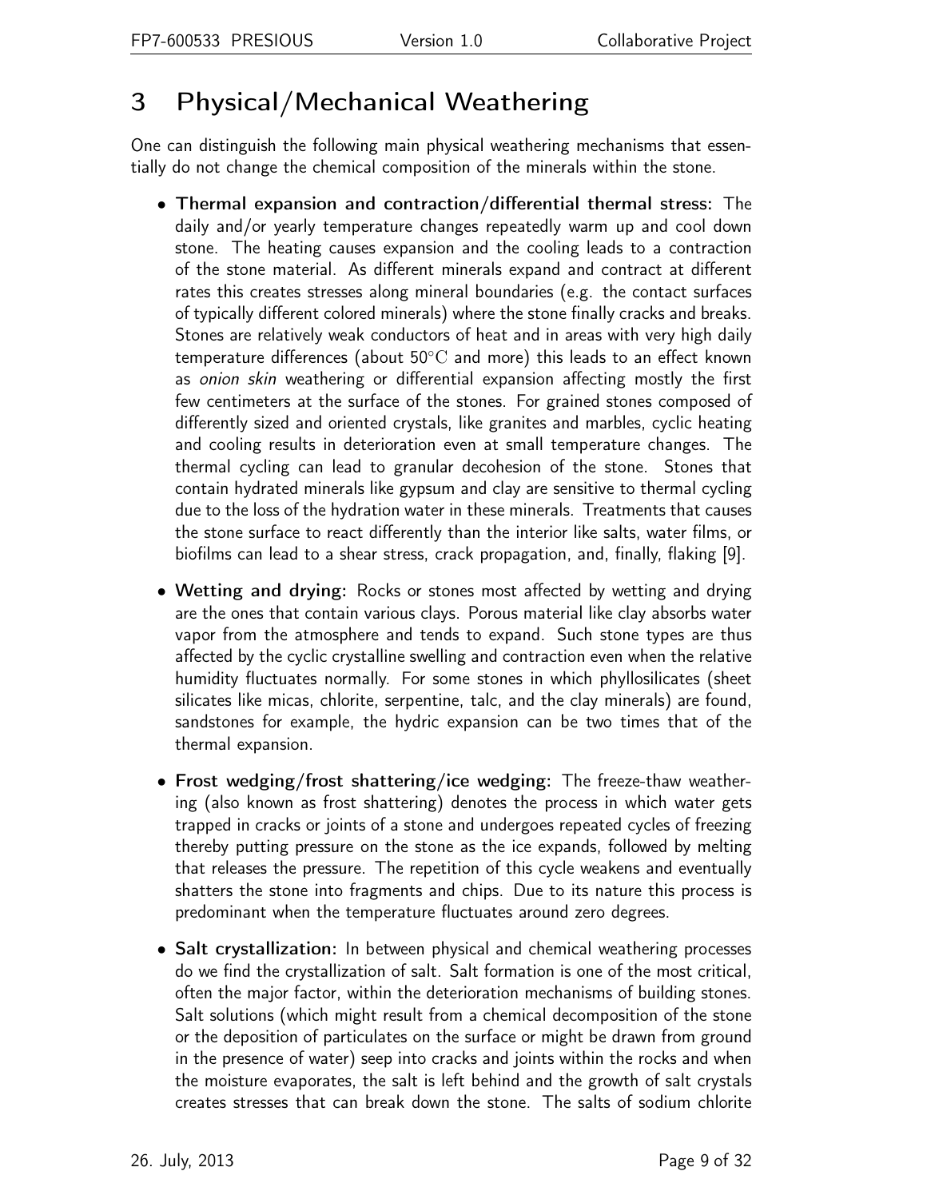# 3 Physical/Mechanical Weathering

One can distinguish the following main physical weathering mechanisms that essentially do not change the chemical composition of the minerals within the stone.

- **Thermal expansion and contraction/differential thermal stress:** The daily and/or yearly temperature changes repeatedly warm up and cool down stone. The heating causes expansion and the cooling leads to a contraction of the stone material. As different minerals expand and contract at different rates this creates stresses along mineral boundaries (e.g. the contact surfaces of typically different colored minerals) where the stone finally cracks and breaks. Stones are relatively weak conductors of heat and in areas with very high daily temperature differences (about $50°\mathrm{C}$ and more) this leads to an effect known as *onion skin* weathering or differential expansion affecting mostly the first few centimeters at the surface of the stones. For grained stones composed of differently sized and oriented crystals, like granites and marbles, cyclic heating and cooling results in deterioration even at small temperature changes. The thermal cycling can lead to granular decohesion of the stone. Stones that contain hydrated minerals like gypsum and clay are sensitive to thermal cycling due to the loss of the hydration water in these minerals. Treatments that causes the stone surface to react differently than the interior like salts, water films, or biofilms can lead to a shear stress, crack propagation, and, finally, flaking [9].

- **Wetting and drying:** Rocks or stones most affected by wetting and drying are the ones that contain various clays. Porous material like clay absorbs water vapor from the atmosphere and tends to expand. Such stone types are thus affected by the cyclic crystalline swelling and contraction even when the relative humidity fluctuates normally. For some stones in which phyllosilicates (sheet silicates like micas, chlorite, serpentine, talc, and the clay minerals) are found, sandstones for example, the hydric expansion can be two times that of the thermal expansion.

- **Frost wedging/frost shattering/ice wedging:** The freeze-thaw weathering (also known as frost shattering) denotes the process in which water gets trapped in cracks or joints of a stone and undergoes repeated cycles of freezing thereby putting pressure on the stone as the ice expands, followed by melting that releases the pressure. The repetition of this cycle weakens and eventually shatters the stone into fragments and chips. Due to its nature this process is predominant when the temperature fluctuates around zero degrees.

- **Salt crystallization:** In between physical and chemical weathering processes do we find the crystallization of salt. Salt formation is one of the most critical, often the major factor, within the deterioration mechanisms of building stones. Salt solutions (which might result from a chemical decomposition of the stone or the deposition of particulates on the surface or might be drawn from ground in the presence of water) seep into cracks and joints within the rocks and when the moisture evaporates, the salt is left behind and the growth of salt crystals creates stresses that can break down the stone. The salts of sodium chlorite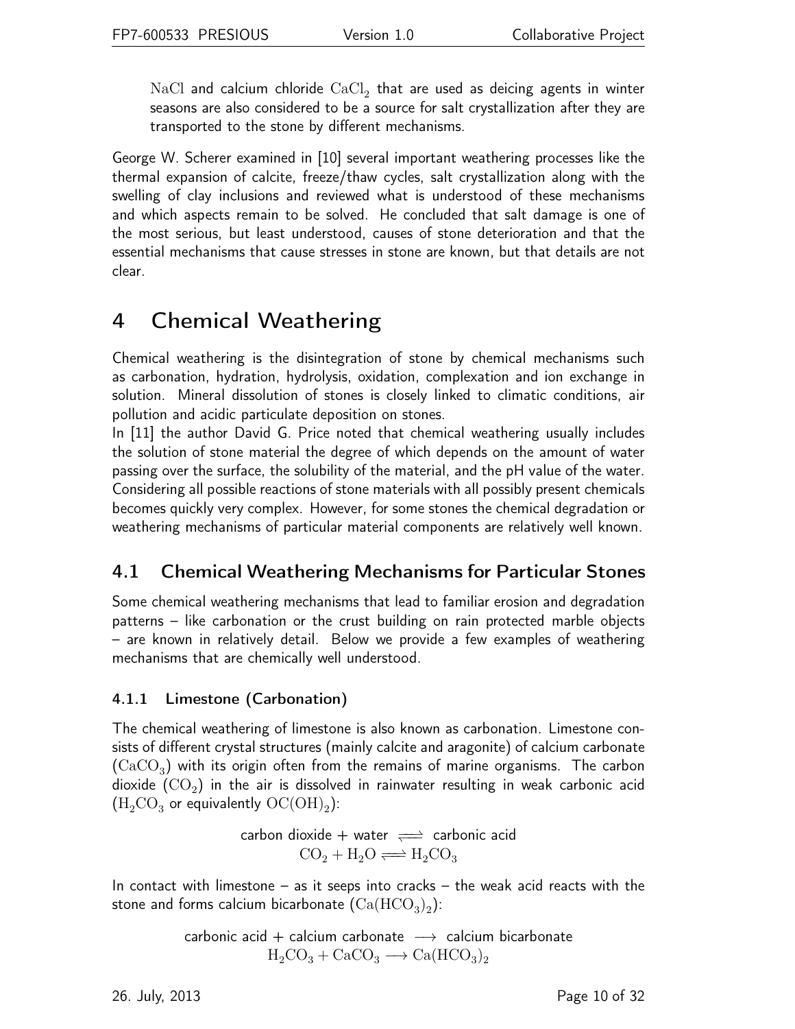$NaCl$ and calcium chloride $CaCl_2$ that are used as deicing agents in winter seasons are also considered to be a source for salt crystallization after they are transported to the stone by different mechanisms.

George W. Scherer examined in [10] several important weathering processes like the thermal expansion of calcite, freeze/thaw cycles, salt crystallization along with the swelling of clay inclusions and reviewed what is understood of these mechanisms and which aspects remain to be solved. He concluded that salt damage is one of the most serious, but least understood, causes of stone deterioration and that the essential mechanisms that cause stresses in stone are known, but that details are not clear.

# 4 Chemical Weathering

Chemical weathering is the disintegration of stone by chemical mechanisms such as carbonation, hydration, hydrolysis, oxidation, complexation and ion exchange in solution. Mineral dissolution of stones is closely linked to climatic conditions, air pollution and acidic particulate deposition on stones.

In [11] the author David G. Price noted that chemical weathering usually includes the solution of stone material the degree of which depends on the amount of water passing over the surface, the solubility of the material, and the pH value of the water. Considering all possible reactions of stone materials with all possibly present chemicals becomes quickly very complex. However, for some stones the chemical degradation or weathering mechanisms of particular material components are relatively well known.

## 4.1 Chemical Weathering Mechanisms for Particular Stones

Some chemical weathering mechanisms that lead to familiar erosion and degradation patterns – like carbonation or the crust building on rain protected marble objects – are known in relatively detail. Below we provide a few examples of weathering mechanisms that are chemically well understood.

### 4.1.1 Limestone (Carbonation)

The chemical weathering of limestone is also known as carbonation. Limestone consists of different crystal structures (mainly calcite and aragonite) of calcium carbonate ($CaCO_3$) with its origin often from the remains of marine organisms. The carbon dioxide ($CO_2$) in the air is dissolved in rainwater resulting in weak carbonic acid ($H_2CO_3$ or equivalently $OC(OH)_2$):

$$\text{carbon dioxide} + \text{water} \rightleftharpoons \text{carbonic acid}$$
$$CO_2 + H_2O \rightleftharpoons H_2CO_3$$

In contact with limestone – as it seeps into cracks – the weak acid reacts with the stone and forms calcium bicarbonate ($Ca(HCO_3)_2$):

$$\text{carbonic acid} + \text{calcium carbonate} \longrightarrow \text{calcium bicarbonate}$$
$$H_2CO_3 + CaCO_3 \longrightarrow Ca(HCO_3)_2$$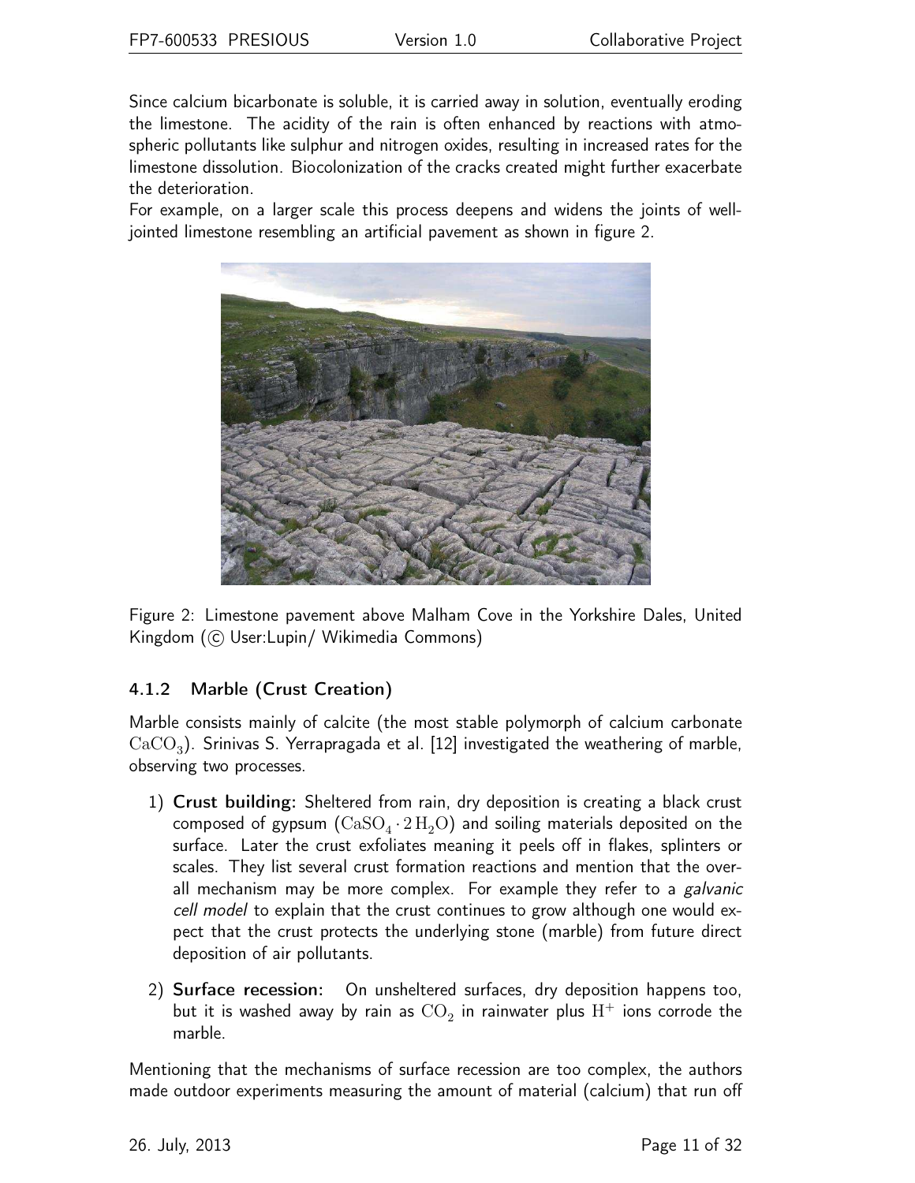Since calcium bicarbonate is soluble, it is carried away in solution, eventually eroding the limestone. The acidity of the rain is often enhanced by reactions with atmospheric pollutants like sulphur and nitrogen oxides, resulting in increased rates for the limestone dissolution. Biocolonization of the cracks created might further exacerbate the deterioration.

For example, on a larger scale this process deepens and widens the joints of well-jointed limestone resembling an artificial pavement as shown in figure 2.

Figure 2: Limestone pavement above Malham Cove in the Yorkshire Dales, United Kingdom (© User:Lupin/ Wikimedia Commons)

### 4.1.2 Marble (Crust Creation)

Marble consists mainly of calcite (the most stable polymorph of calcium carbonate $CaCO_3$). Srinivas S. Yerrapragada et al. [12] investigated the weathering of marble, observing two processes.

1) **Crust building:** Sheltered from rain, dry deposition is creating a black crust composed of gypsum ($CaSO_4 \cdot 2\,H_2O$) and soiling materials deposited on the surface. Later the crust exfoliates meaning it peels off in flakes, splinters or scales. They list several crust formation reactions and mention that the overall mechanism may be more complex. For example they refer to a *galvanic cell model* to explain that the crust continues to grow although one would expect that the crust protects the underlying stone (marble) from future direct deposition of air pollutants.

2) **Surface recession:** On unsheltered surfaces, dry deposition happens too, but it is washed away by rain as $CO_2$ in rainwater plus $H^+$ ions corrode the marble.

Mentioning that the mechanisms of surface recession are too complex, the authors made outdoor experiments measuring the amount of material (calcium) that run off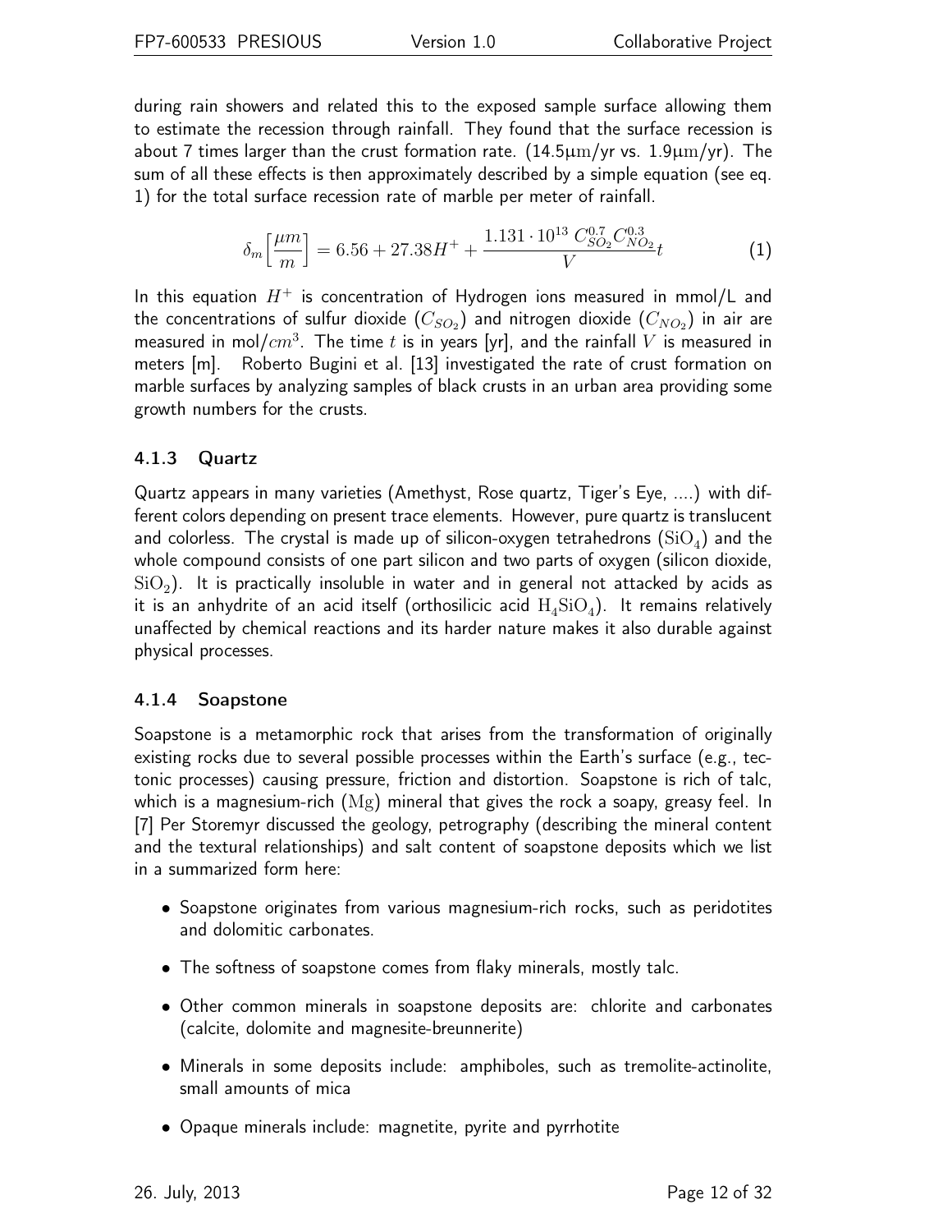during rain showers and related this to the exposed sample surface allowing them to estimate the recession through rainfall. They found that the surface recession is about 7 times larger than the crust formation rate. (14.5$\mu$m/yr vs. 1.9$\mu$m/yr). The sum of all these effects is then approximately described by a simple equation (see eq. 1) for the total surface recession rate of marble per meter of rainfall.

$$\delta_m\Big[\frac{\mu m}{m}\Big] = 6.56 + 27.38H^+ + \frac{1.131\cdot 10^{13}\ C_{SO_2}^{0.7} C_{NO_2}^{0.3}}{V}t \tag{1}$$

In this equation $H^+$ is concentration of Hydrogen ions measured in mmol/L and the concentrations of sulfur dioxide ($C_{SO_2}$) and nitrogen dioxide ($C_{NO_2}$) in air are measured in mol/$cm^3$. The time $t$ is in years [yr], and the rainfall $V$ is measured in meters [m]. Roberto Bugini et al. [13] investigated the rate of crust formation on marble surfaces by analyzing samples of black crusts in an urban area providing some growth numbers for the crusts.

### 4.1.3 Quartz

Quartz appears in many varieties (Amethyst, Rose quartz, Tiger's Eye, ....) with different colors depending on present trace elements. However, pure quartz is translucent and colorless. The crystal is made up of silicon-oxygen tetrahedrons ($SiO_4$) and the whole compound consists of one part silicon and two parts of oxygen (silicon dioxide, $SiO_2$). It is practically insoluble in water and in general not attacked by acids as it is an anhydrite of an acid itself (orthosilicic acid $H_4SiO_4$). It remains relatively unaffected by chemical reactions and its harder nature makes it also durable against physical processes.

### 4.1.4 Soapstone

Soapstone is a metamorphic rock that arises from the transformation of originally existing rocks due to several possible processes within the Earth's surface (e.g., tectonic processes) causing pressure, friction and distortion. Soapstone is rich of talc, which is a magnesium-rich ($Mg$) mineral that gives the rock a soapy, greasy feel. In [7] Per Storemyr discussed the geology, petrography (describing the mineral content and the textural relationships) and salt content of soapstone deposits which we list in a summarized form here:

- Soapstone originates from various magnesium-rich rocks, such as peridotites and dolomitic carbonates.
- The softness of soapstone comes from flaky minerals, mostly talc.
- Other common minerals in soapstone deposits are: chlorite and carbonates (calcite, dolomite and magnesite-breunnerite)
- Minerals in some deposits include: amphiboles, such as tremolite-actinolite, small amounts of mica
- Opaque minerals include: magnetite, pyrite and pyrrhotite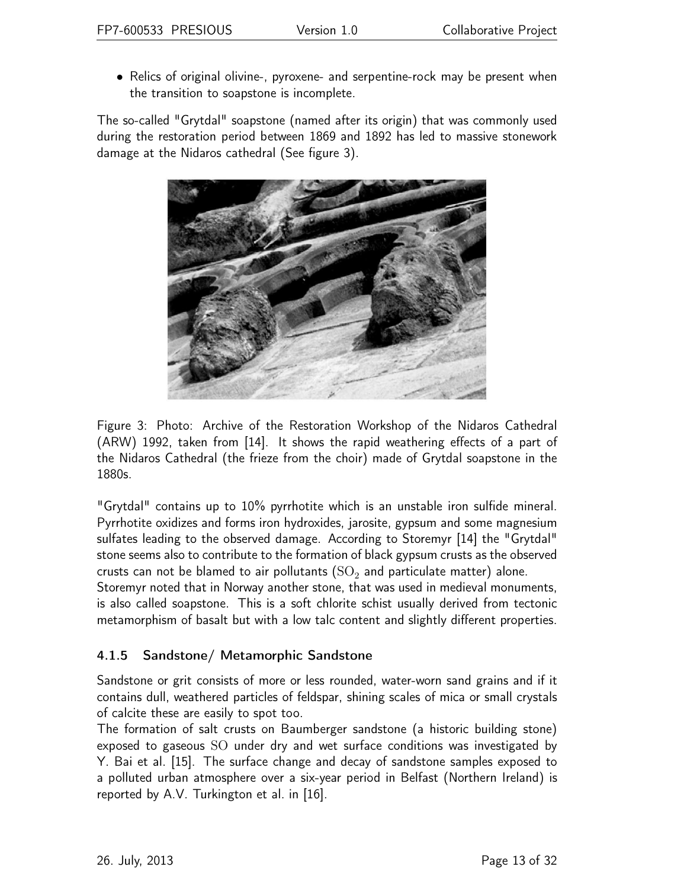- Relics of original olivine-, pyroxene- and serpentine-rock may be present when the transition to soapstone is incomplete.

The so-called "Grytdal" soapstone (named after its origin) that was commonly used during the restoration period between 1869 and 1892 has led to massive stonework damage at the Nidaros cathedral (See figure 3).

Figure 3: Photo: Archive of the Restoration Workshop of the Nidaros Cathedral (ARW) 1992, taken from [14]. It shows the rapid weathering effects of a part of the Nidaros Cathedral (the frieze from the choir) made of Grytdal soapstone in the 1880s.

"Grytdal" contains up to 10% pyrrhotite which is an unstable iron sulfide mineral. Pyrrhotite oxidizes and forms iron hydroxides, jarosite, gypsum and some magnesium sulfates leading to the observed damage. According to Storemyr [14] the "Grytdal" stone seems also to contribute to the formation of black gypsum crusts as the observed crusts can not be blamed to air pollutants ($SO_2$ and particulate matter) alone.
Storemyr noted that in Norway another stone, that was used in medieval monuments, is also called soapstone. This is a soft chlorite schist usually derived from tectonic metamorphism of basalt but with a low talc content and slightly different properties.

### 4.1.5 Sandstone/ Metamorphic Sandstone

Sandstone or grit consists of more or less rounded, water-worn sand grains and if it contains dull, weathered particles of feldspar, shining scales of mica or small crystals of calcite these are easily to spot too.
The formation of salt crusts on Baumberger sandstone (a historic building stone) exposed to gaseous $SO$ under dry and wet surface conditions was investigated by Y. Bai et al. [15]. The surface change and decay of sandstone samples exposed to a polluted urban atmosphere over a six-year period in Belfast (Northern Ireland) is reported by A.V. Turkington et al. in [16].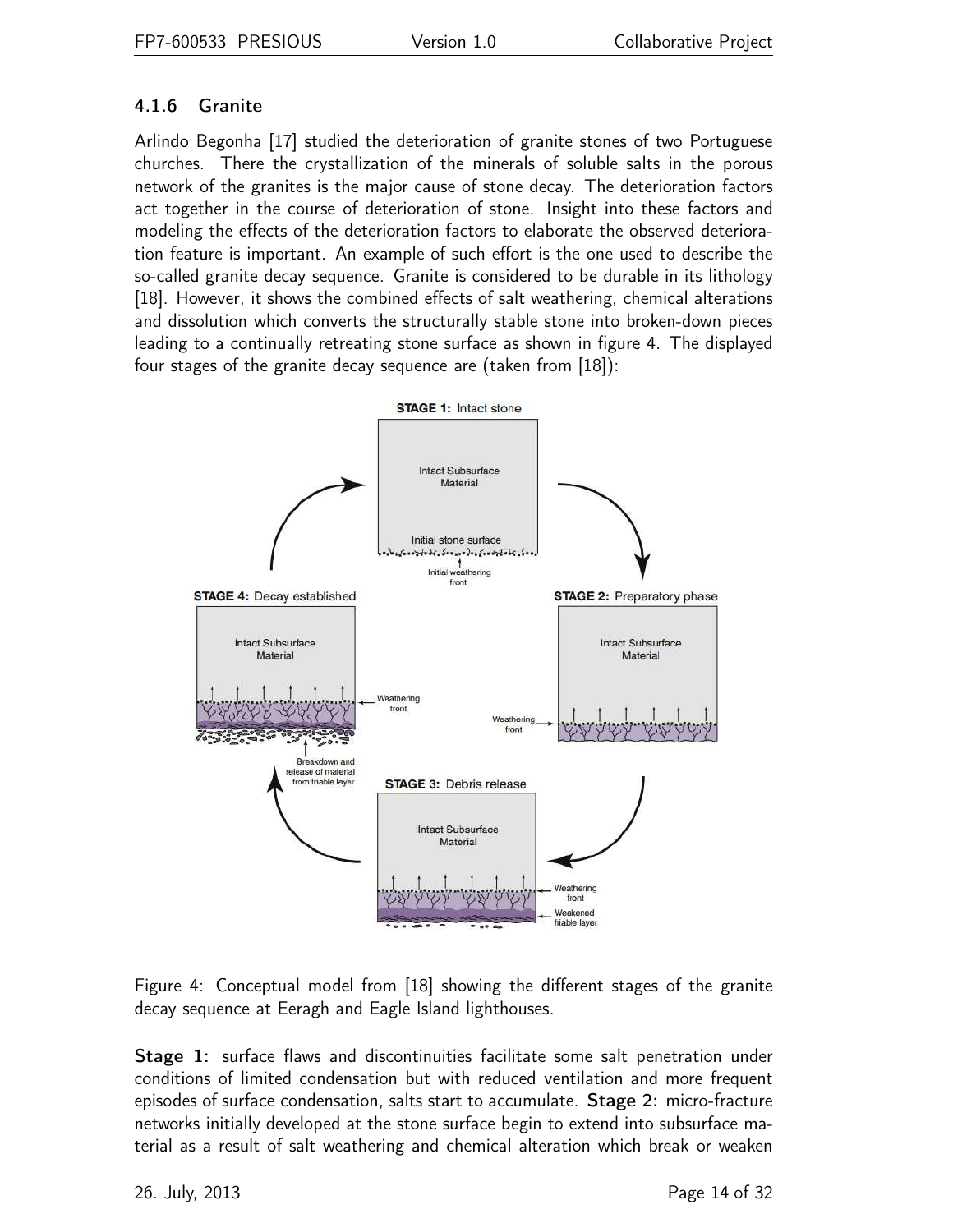### 4.1.6 Granite

Arlindo Begonha [17] studied the deterioration of granite stones of two Portuguese churches. There the crystallization of the minerals of soluble salts in the porous network of the granites is the major cause of stone decay. The deterioration factors act together in the course of deterioration of stone. Insight into these factors and modeling the effects of the deterioration factors to elaborate the observed deterioration feature is important. An example of such effort is the one used to describe the so-called granite decay sequence. Granite is considered to be durable in its lithology [18]. However, it shows the combined effects of salt weathering, chemical alterations and dissolution which converts the structurally stable stone into broken-down pieces leading to a continually retreating stone surface as shown in figure 4. The displayed four stages of the granite decay sequence are (taken from [18]):

Figure 4: Conceptual model from [18] showing the different stages of the granite decay sequence at Eeragh and Eagle Island lighthouses.

**Stage 1:** surface flaws and discontinuities facilitate some salt penetration under conditions of limited condensation but with reduced ventilation and more frequent episodes of surface condensation, salts start to accumulate. **Stage 2:** micro-fracture networks initially developed at the stone surface begin to extend into subsurface material as a result of salt weathering and chemical alteration which break or weaken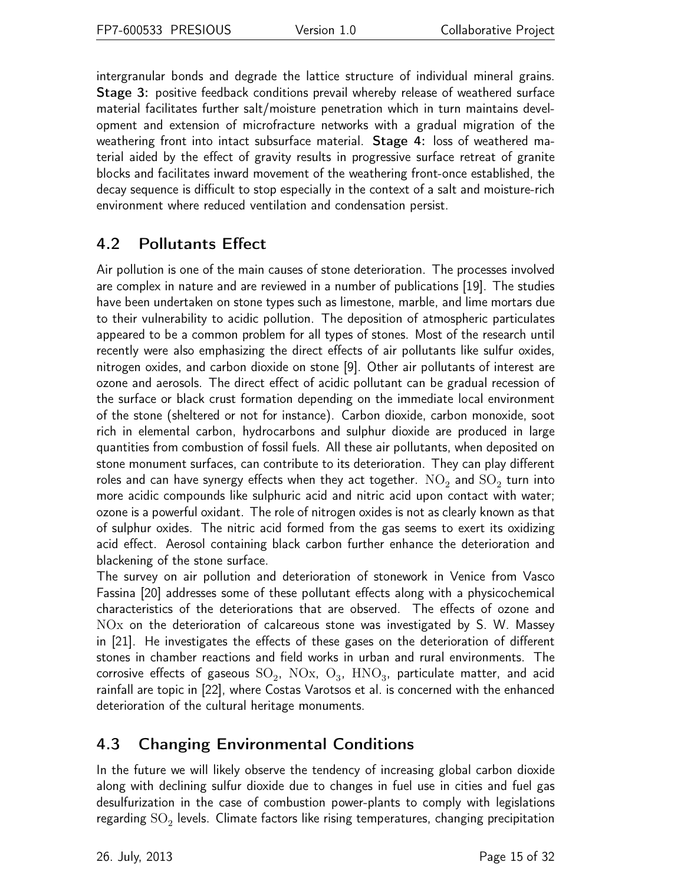intergranular bonds and degrade the lattice structure of individual mineral grains. **Stage 3:** positive feedback conditions prevail whereby release of weathered surface material facilitates further salt/moisture penetration which in turn maintains development and extension of microfracture networks with a gradual migration of the weathering front into intact subsurface material. **Stage 4:** loss of weathered material aided by the effect of gravity results in progressive surface retreat of granite blocks and facilitates inward movement of the weathering front-once established, the decay sequence is difficult to stop especially in the context of a salt and moisture-rich environment where reduced ventilation and condensation persist.

## 4.2 Pollutants Effect

Air pollution is one of the main causes of stone deterioration. The processes involved are complex in nature and are reviewed in a number of publications [19]. The studies have been undertaken on stone types such as limestone, marble, and lime mortars due to their vulnerability to acidic pollution. The deposition of atmospheric particulates appeared to be a common problem for all types of stones. Most of the research until recently were also emphasizing the direct effects of air pollutants like sulfur oxides, nitrogen oxides, and carbon dioxide on stone [9]. Other air pollutants of interest are ozone and aerosols. The direct effect of acidic pollutant can be gradual recession of the surface or black crust formation depending on the immediate local environment of the stone (sheltered or not for instance). Carbon dioxide, carbon monoxide, soot rich in elemental carbon, hydrocarbons and sulphur dioxide are produced in large quantities from combustion of fossil fuels. All these air pollutants, when deposited on stone monument surfaces, can contribute to its deterioration. They can play different roles and can have synergy effects when they act together. $NO_2$ and $SO_2$ turn into more acidic compounds like sulphuric acid and nitric acid upon contact with water; ozone is a powerful oxidant. The role of nitrogen oxides is not as clearly known as that of sulphur oxides. The nitric acid formed from the gas seems to exert its oxidizing acid effect. Aerosol containing black carbon further enhance the deterioration and blackening of the stone surface.

The survey on air pollution and deterioration of stonework in Venice from Vasco Fassina [20] addresses some of these pollutant effects along with a physicochemical characteristics of the deteriorations that are observed. The effects of ozone and $NOx$ on the deterioration of calcareous stone was investigated by S. W. Massey in [21]. He investigates the effects of these gases on the deterioration of different stones in chamber reactions and field works in urban and rural environments. The corrosive effects of gaseous $SO_2$, $NOx$, $O_3$, $HNO_3$, particulate matter, and acid rainfall are topic in [22], where Costas Varotsos et al. is concerned with the enhanced deterioration of the cultural heritage monuments.

## 4.3 Changing Environmental Conditions

In the future we will likely observe the tendency of increasing global carbon dioxide along with declining sulfur dioxide due to changes in fuel use in cities and fuel gas desulfurization in the case of combustion power-plants to comply with legislations regarding $SO_2$ levels. Climate factors like rising temperatures, changing precipitation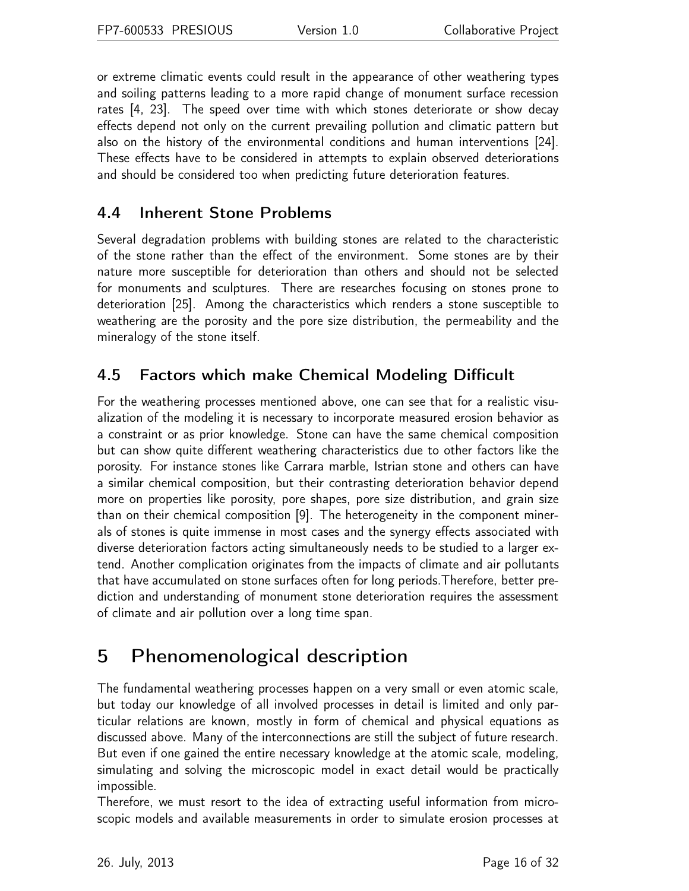or extreme climatic events could result in the appearance of other weathering types and soiling patterns leading to a more rapid change of monument surface recession rates [4, 23]. The speed over time with which stones deteriorate or show decay effects depend not only on the current prevailing pollution and climatic pattern but also on the history of the environmental conditions and human interventions [24]. These effects have to be considered in attempts to explain observed deteriorations and should be considered too when predicting future deterioration features.

### 4.4 Inherent Stone Problems

Several degradation problems with building stones are related to the characteristic of the stone rather than the effect of the environment. Some stones are by their nature more susceptible for deterioration than others and should not be selected for monuments and sculptures. There are researches focusing on stones prone to deterioration [25]. Among the characteristics which renders a stone susceptible to weathering are the porosity and the pore size distribution, the permeability and the mineralogy of the stone itself.

### 4.5 Factors which make Chemical Modeling Difficult

For the weathering processes mentioned above, one can see that for a realistic visualization of the modeling it is necessary to incorporate measured erosion behavior as a constraint or as prior knowledge. Stone can have the same chemical composition but can show quite different weathering characteristics due to other factors like the porosity. For instance stones like Carrara marble, Istrian stone and others can have a similar chemical composition, but their contrasting deterioration behavior depend more on properties like porosity, pore shapes, pore size distribution, and grain size than on their chemical composition [9]. The heterogeneity in the component minerals of stones is quite immense in most cases and the synergy effects associated with diverse deterioration factors acting simultaneously needs to be studied to a larger extend. Another complication originates from the impacts of climate and air pollutants that have accumulated on stone surfaces often for long periods.Therefore, better prediction and understanding of monument stone deterioration requires the assessment of climate and air pollution over a long time span.

## 5 Phenomenological description

The fundamental weathering processes happen on a very small or even atomic scale, but today our knowledge of all involved processes in detail is limited and only particular relations are known, mostly in form of chemical and physical equations as discussed above. Many of the interconnections are still the subject of future research. But even if one gained the entire necessary knowledge at the atomic scale, modeling, simulating and solving the microscopic model in exact detail would be practically impossible.

Therefore, we must resort to the idea of extracting useful information from microscopic models and available measurements in order to simulate erosion processes at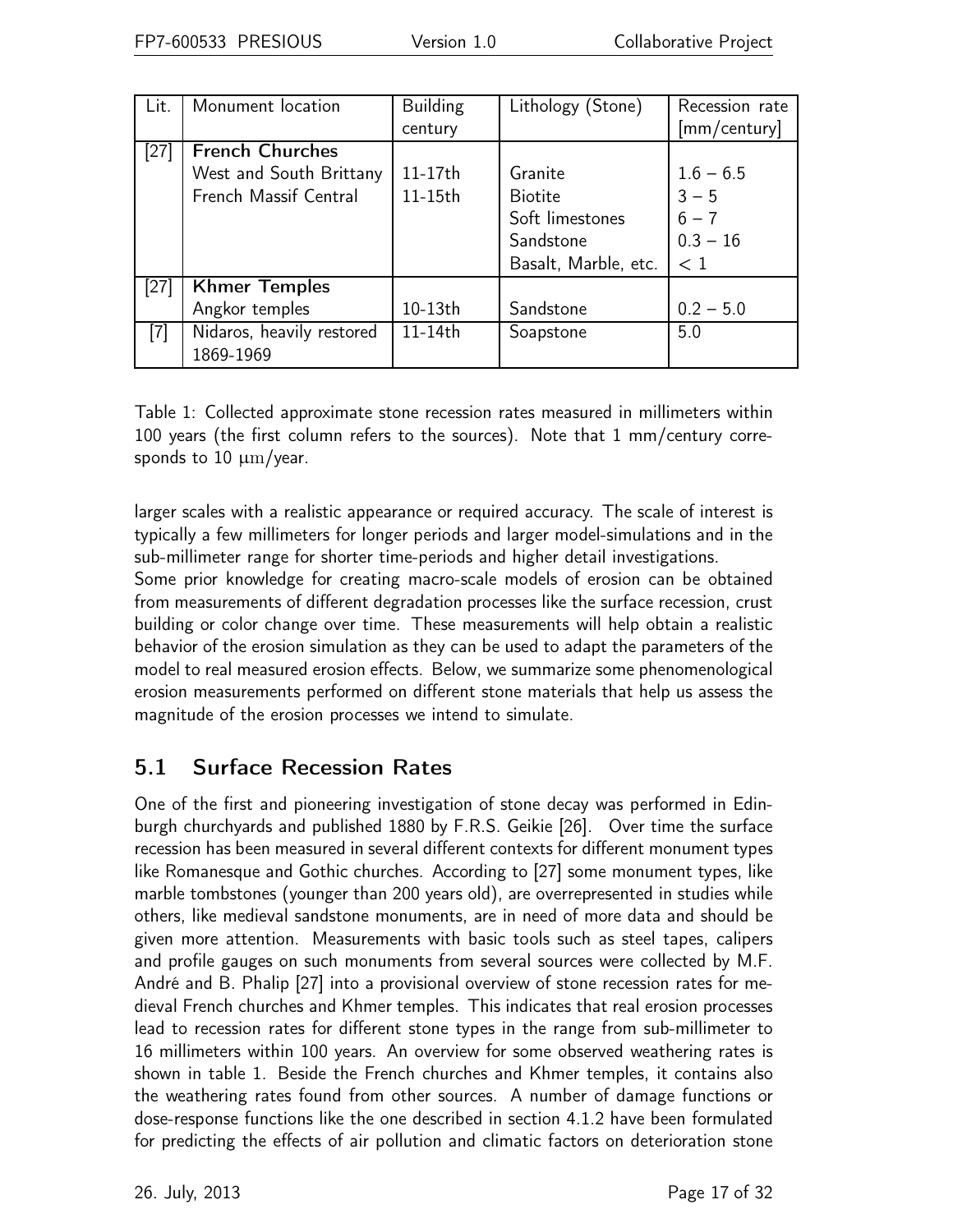| Lit. | Monument location | Building century | Lithology (Stone) | Recession rate [mm/century] |
|---|---|---|---|---|
| [27] | **French Churches** | | | |
| | West and South Brittany | 11-17th | Granite | 1.6 – 6.5 |
| | French Massif Central | 11-15th | Biotite | 3 – 5 |
| | | | Soft limestones | 6 – 7 |
| | | | Sandstone | 0.3 – 16 |
| | | | Basalt, Marble, etc. | $< 1$ |
| [27] | **Khmer Temples** | | | |
| | Angkor temples | 10-13th | Sandstone | 0.2 – 5.0 |
| [7] | Nidaros, heavily restored 1869-1969 | 11-14th | Soapstone | 5.0 |

Table 1: Collected approximate stone recession rates measured in millimeters within 100 years (the first column refers to the sources). Note that 1 mm/century corresponds to 10 $\mu m$/year.

larger scales with a realistic appearance or required accuracy. The scale of interest is typically a few millimeters for longer periods and larger model-simulations and in the sub-millimeter range for shorter time-periods and higher detail investigations.
Some prior knowledge for creating macro-scale models of erosion can be obtained from measurements of different degradation processes like the surface recession, crust building or color change over time. These measurements will help obtain a realistic behavior of the erosion simulation as they can be used to adapt the parameters of the model to real measured erosion effects. Below, we summarize some phenomenological erosion measurements performed on different stone materials that help us assess the magnitude of the erosion processes we intend to simulate.

## 5.1 Surface Recession Rates

One of the first and pioneering investigation of stone decay was performed in Edinburgh churchyards and published 1880 by F.R.S. Geikie [26]. Over time the surface recession has been measured in several different contexts for different monument types like Romanesque and Gothic churches. According to [27] some monument types, like marble tombstones (younger than 200 years old), are overrepresented in studies while others, like medieval sandstone monuments, are in need of more data and should be given more attention. Measurements with basic tools such as steel tapes, calipers and profile gauges on such monuments from several sources were collected by M.F. André and B. Phalip [27] into a provisional overview of stone recession rates for medieval French churches and Khmer temples. This indicates that real erosion processes lead to recession rates for different stone types in the range from sub-millimeter to 16 millimeters within 100 years. An overview for some observed weathering rates is shown in table 1. Beside the French churches and Khmer temples, it contains also the weathering rates found from other sources. A number of damage functions or dose-response functions like the one described in section 4.1.2 have been formulated for predicting the effects of air pollution and climatic factors on deterioration stone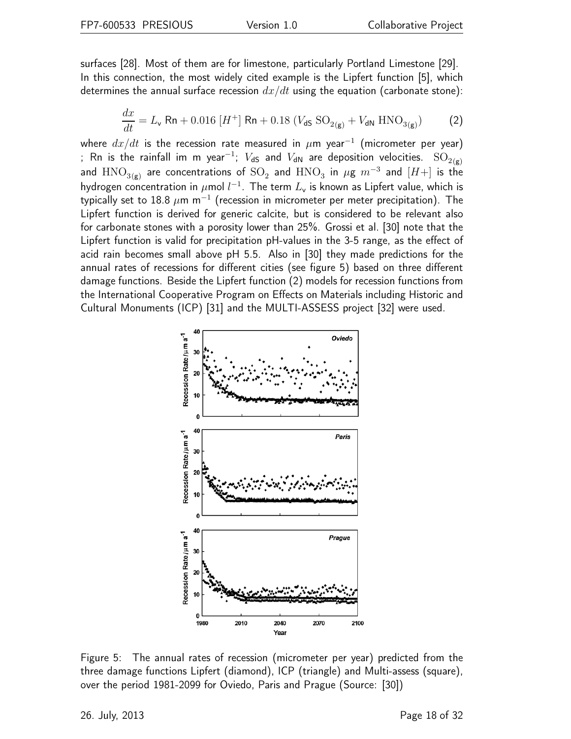surfaces [28]. Most of them are for limestone, particularly Portland Limestone [29]. In this connection, the most widely cited example is the Lipfert function [5], which determines the annual surface recession $dx/dt$ using the equation (carbonate stone):

$$\frac{dx}{dt} = L_{\mathsf{v}} \, \mathsf{Rn} + 0.016 \, [H^{+}] \, \mathsf{Rn} + 0.18 \, (V_{\mathsf{dS}} \, \mathrm{SO}_{2_{(\mathrm{g})}} + V_{\mathsf{dN}} \, \mathrm{HNO}_{3_{(\mathrm{g})}}) \tag{2}$$

where $dx/dt$ is the recession rate measured in $\mu$m year$^{-1}$ (micrometer per year) ; Rn is the rainfall im m year$^{-1}$; $V_{\mathsf{dS}}$ and $V_{\mathsf{dN}}$ are deposition velocities. $\mathrm{SO}_{2_{(\mathrm{g})}}$ and $\mathrm{HNO}_{3_{(\mathrm{g})}}$ are concentrations of $\mathrm{SO}_2$ and $\mathrm{HNO}_3$ in $\mu$g $m^{-3}$ and $[H+]$ is the hydrogen concentration in $\mu$mol $l^{-1}$. The term $L_{\mathsf{v}}$ is known as Lipfert value, which is typically set to 18.8 $\mu$m m$^{-1}$ (recession in micrometer per meter precipitation). The Lipfert function is derived for generic calcite, but is considered to be relevant also for carbonate stones with a porosity lower than 25%. Grossi et al. [30] note that the Lipfert function is valid for precipitation pH-values in the 3-5 range, as the effect of acid rain becomes small above pH 5.5. Also in [30] they made predictions for the annual rates of recessions for different cities (see figure 5) based on three different damage functions. Beside the Lipfert function (2) models for recession functions from the International Cooperative Program on Effects on Materials including Historic and Cultural Monuments (ICP) [31] and the MULTI-ASSESS project [32] were used.

Figure 5: The annual rates of recession (micrometer per year) predicted from the three damage functions Lipfert (diamond), ICP (triangle) and Multi-assess (square), over the period 1981-2099 for Oviedo, Paris and Prague (Source: [30])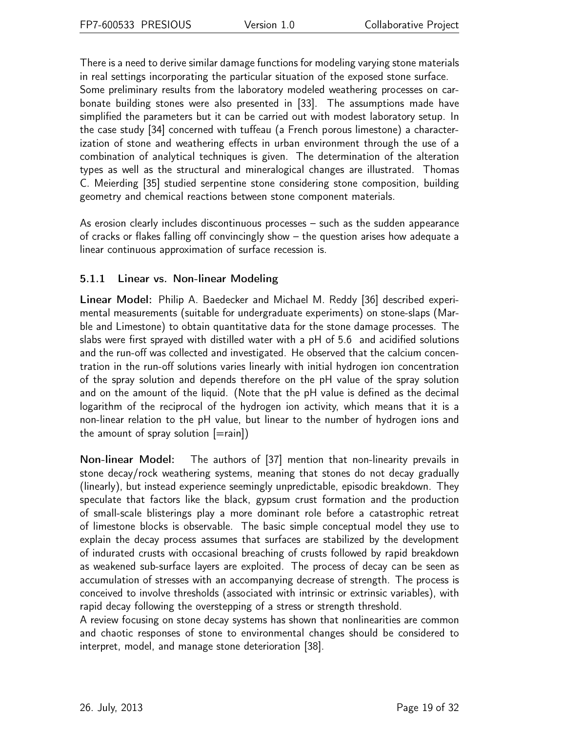There is a need to derive similar damage functions for modeling varying stone materials in real settings incorporating the particular situation of the exposed stone surface.
Some preliminary results from the laboratory modeled weathering processes on carbonate building stones were also presented in [33]. The assumptions made have simplified the parameters but it can be carried out with modest laboratory setup. In the case study [34] concerned with tuffeau (a French porous limestone) a characterization of stone and weathering effects in urban environment through the use of a combination of analytical techniques is given. The determination of the alteration types as well as the structural and mineralogical changes are illustrated. Thomas C. Meierding [35] studied serpentine stone considering stone composition, building geometry and chemical reactions between stone component materials.

As erosion clearly includes discontinuous processes – such as the sudden appearance of cracks or flakes falling off convincingly show – the question arises how adequate a linear continuous approximation of surface recession is.

### 5.1.1 Linear vs. Non-linear Modeling

**Linear Model:** Philip A. Baedecker and Michael M. Reddy [36] described experimental measurements (suitable for undergraduate experiments) on stone-slaps (Marble and Limestone) to obtain quantitative data for the stone damage processes. The slabs were first sprayed with distilled water with a pH of 5.6 and acidified solutions and the run-off was collected and investigated. He observed that the calcium concentration in the run-off solutions varies linearly with initial hydrogen ion concentration of the spray solution and depends therefore on the pH value of the spray solution and on the amount of the liquid. (Note that the pH value is defined as the decimal logarithm of the reciprocal of the hydrogen ion activity, which means that it is a non-linear relation to the pH value, but linear to the number of hydrogen ions and the amount of spray solution [=rain])

**Non-linear Model:** The authors of [37] mention that non-linearity prevails in stone decay/rock weathering systems, meaning that stones do not decay gradually (linearly), but instead experience seemingly unpredictable, episodic breakdown. They speculate that factors like the black, gypsum crust formation and the production of small-scale blisterings play a more dominant role before a catastrophic retreat of limestone blocks is observable. The basic simple conceptual model they use to explain the decay process assumes that surfaces are stabilized by the development of indurated crusts with occasional breaching of crusts followed by rapid breakdown as weakened sub-surface layers are exploited. The process of decay can be seen as accumulation of stresses with an accompanying decrease of strength. The process is conceived to involve thresholds (associated with intrinsic or extrinsic variables), with rapid decay following the overstepping of a stress or strength threshold.
A review focusing on stone decay systems has shown that nonlinearities are common and chaotic responses of stone to environmental changes should be considered to interpret, model, and manage stone deterioration [38].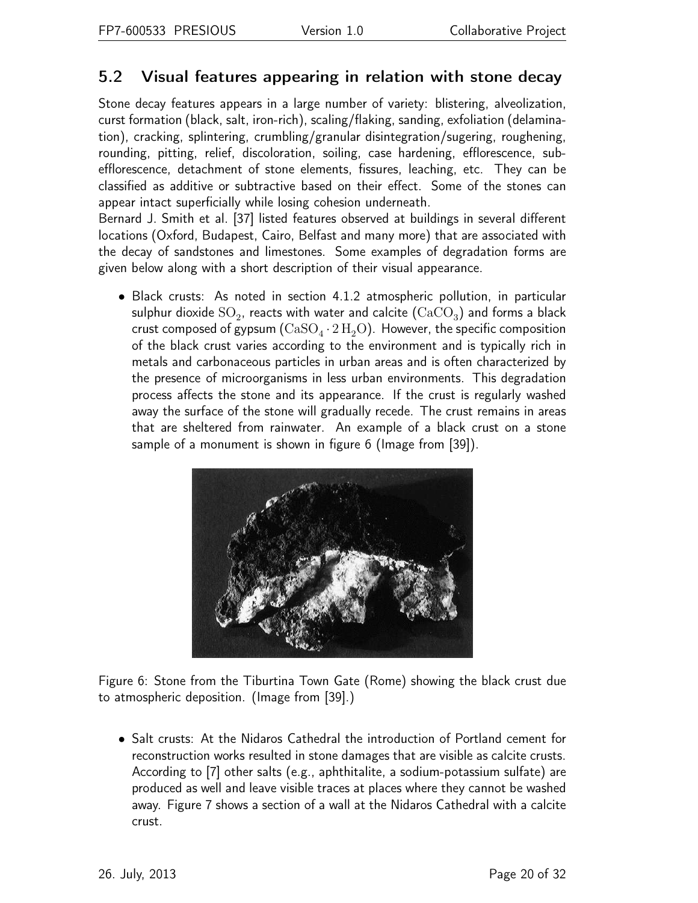## 5.2 Visual features appearing in relation with stone decay

Stone decay features appears in a large number of variety: blistering, alveolization, curst formation (black, salt, iron-rich), scaling/flaking, sanding, exfoliation (delamination), cracking, splintering, crumbling/granular disintegration/sugering, roughening, rounding, pitting, relief, discoloration, soiling, case hardening, efflorescence, sub-efflorescence, detachment of stone elements, fissures, leaching, etc. They can be classified as additive or subtractive based on their effect. Some of the stones can appear intact superficially while losing cohesion underneath.

Bernard J. Smith et al. [37] listed features observed at buildings in several different locations (Oxford, Budapest, Cairo, Belfast and many more) that are associated with the decay of sandstones and limestones. Some examples of degradation forms are given below along with a short description of their visual appearance.

- Black crusts: As noted in section 4.1.2 atmospheric pollution, in particular sulphur dioxide $SO_2$, reacts with water and calcite ($CaCO_3$) and forms a black crust composed of gypsum ($CaSO_4 \cdot 2\,H_2O$). However, the specific composition of the black crust varies according to the environment and is typically rich in metals and carbonaceous particles in urban areas and is often characterized by the presence of microorganisms in less urban environments. This degradation process affects the stone and its appearance. If the crust is regularly washed away the surface of the stone will gradually recede. The crust remains in areas that are sheltered from rainwater. An example of a black crust on a stone sample of a monument is shown in figure 6 (Image from [39]).

Figure 6: Stone from the Tiburtina Town Gate (Rome) showing the black crust due to atmospheric deposition. (Image from [39].)

- Salt crusts: At the Nidaros Cathedral the introduction of Portland cement for reconstruction works resulted in stone damages that are visible as calcite crusts. According to [7] other salts (e.g., aphthitalite, a sodium-potassium sulfate) are produced as well and leave visible traces at places where they cannot be washed away. Figure 7 shows a section of a wall at the Nidaros Cathedral with a calcite crust.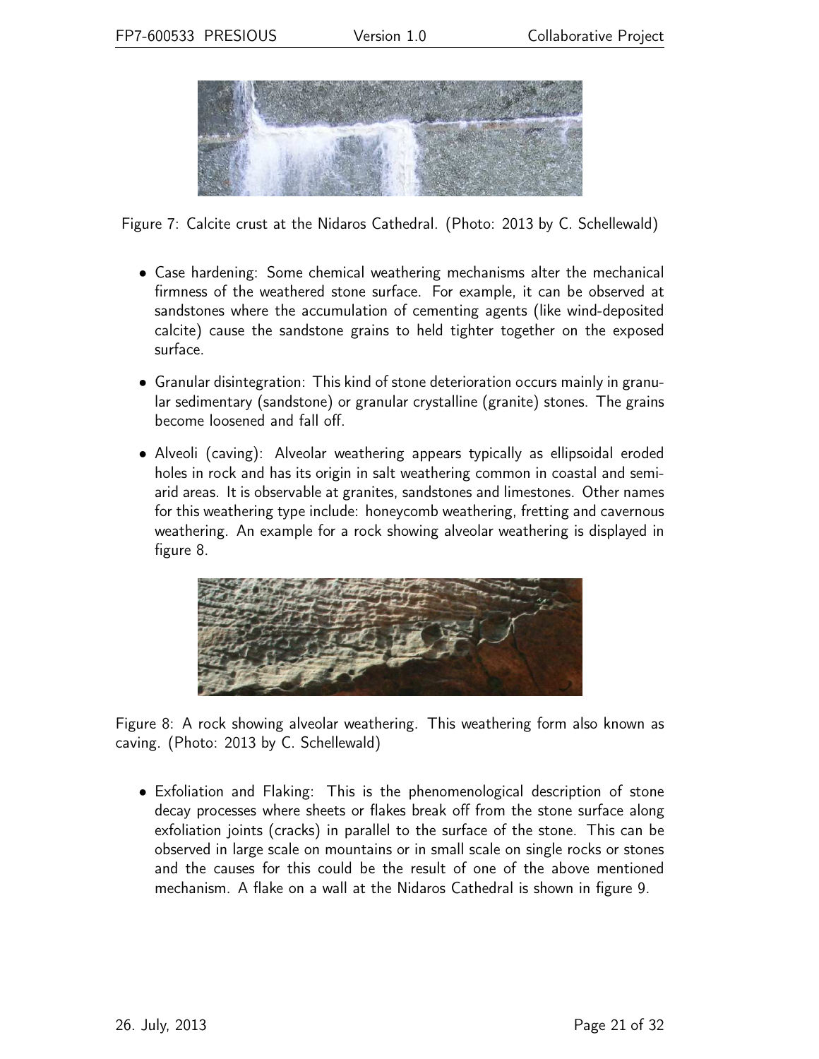Figure 7: Calcite crust at the Nidaros Cathedral. (Photo: 2013 by C. Schellewald)

- Case hardening: Some chemical weathering mechanisms alter the mechanical firmness of the weathered stone surface. For example, it can be observed at sandstones where the accumulation of cementing agents (like wind-deposited calcite) cause the sandstone grains to held tighter together on the exposed surface.
- Granular disintegration: This kind of stone deterioration occurs mainly in granular sedimentary (sandstone) or granular crystalline (granite) stones. The grains become loosened and fall off.
- Alveoli (caving): Alveolar weathering appears typically as ellipsoidal eroded holes in rock and has its origin in salt weathering common in coastal and semi-arid areas. It is observable at granites, sandstones and limestones. Other names for this weathering type include: honeycomb weathering, fretting and cavernous weathering. An example for a rock showing alveolar weathering is displayed in figure 8.

Figure 8: A rock showing alveolar weathering. This weathering form also known as caving. (Photo: 2013 by C. Schellewald)

- Exfoliation and Flaking: This is the phenomenological description of stone decay processes where sheets or flakes break off from the stone surface along exfoliation joints (cracks) in parallel to the surface of the stone. This can be observed in large scale on mountains or in small scale on single rocks or stones and the causes for this could be the result of one of the above mentioned mechanism. A flake on a wall at the Nidaros Cathedral is shown in figure 9.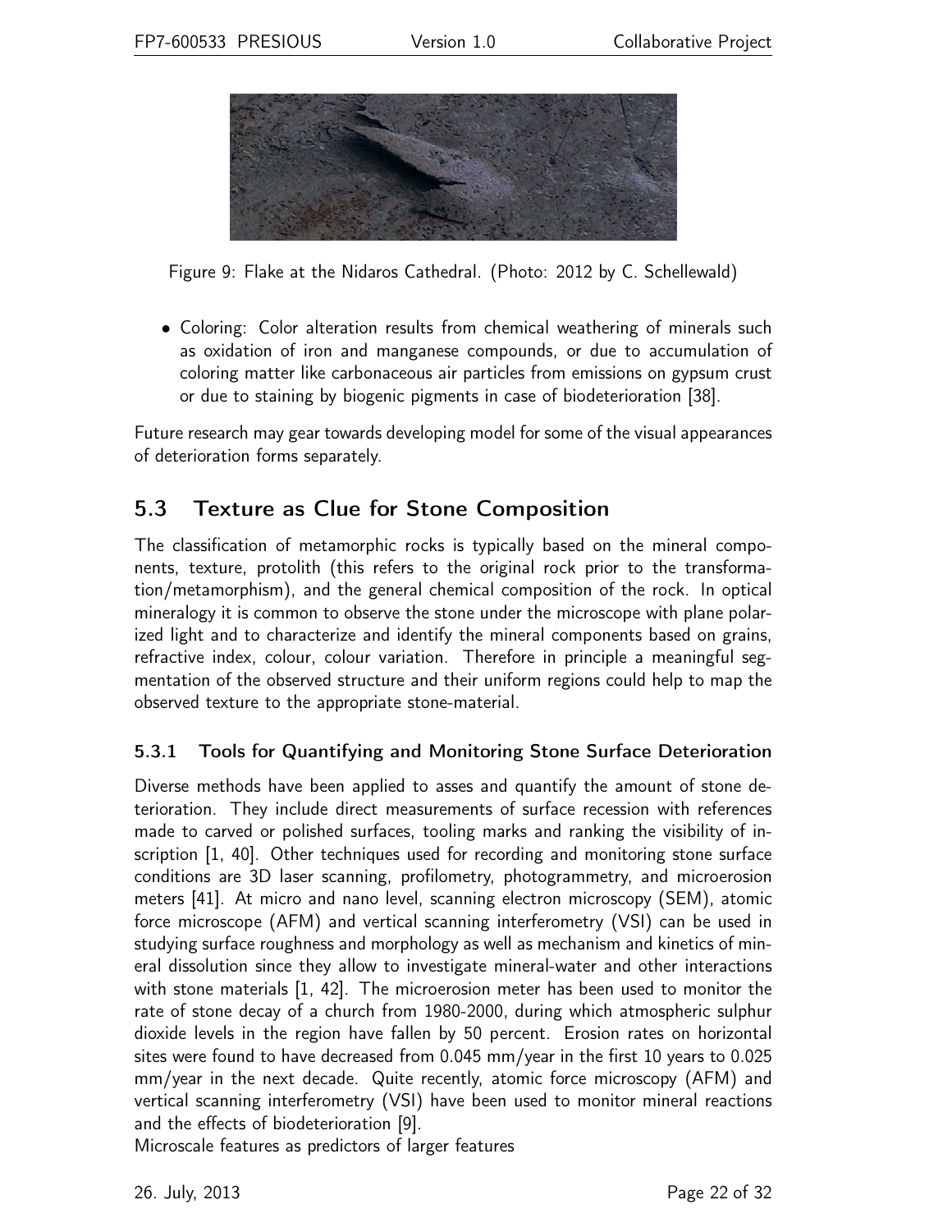Figure 9: Flake at the Nidaros Cathedral. (Photo: 2012 by C. Schellewald)

- Coloring: Color alteration results from chemical weathering of minerals such as oxidation of iron and manganese compounds, or due to accumulation of coloring matter like carbonaceous air particles from emissions on gypsum crust or due to staining by biogenic pigments in case of biodeterioration [38].

Future research may gear towards developing model for some of the visual appearances of deterioration forms separately.

## 5.3 Texture as Clue for Stone Composition

The classification of metamorphic rocks is typically based on the mineral components, texture, protolith (this refers to the original rock prior to the transformation/metamorphism), and the general chemical composition of the rock. In optical mineralogy it is common to observe the stone under the microscope with plane polarized light and to characterize and identify the mineral components based on grains, refractive index, colour, colour variation. Therefore in principle a meaningful segmentation of the observed structure and their uniform regions could help to map the observed texture to the appropriate stone-material.

### 5.3.1 Tools for Quantifying and Monitoring Stone Surface Deterioration

Diverse methods have been applied to asses and quantify the amount of stone deterioration. They include direct measurements of surface recession with references made to carved or polished surfaces, tooling marks and ranking the visibility of inscription [1, 40]. Other techniques used for recording and monitoring stone surface conditions are 3D laser scanning, profilometry, photogrammetry, and microerosion meters [41]. At micro and nano level, scanning electron microscopy (SEM), atomic force microscope (AFM) and vertical scanning interferometry (VSI) can be used in studying surface roughness and morphology as well as mechanism and kinetics of mineral dissolution since they allow to investigate mineral-water and other interactions with stone materials [1, 42]. The microerosion meter has been used to monitor the rate of stone decay of a church from 1980-2000, during which atmospheric sulphur dioxide levels in the region have fallen by 50 percent. Erosion rates on horizontal sites were found to have decreased from 0.045 mm/year in the first 10 years to 0.025 mm/year in the next decade. Quite recently, atomic force microscopy (AFM) and vertical scanning interferometry (VSI) have been used to monitor mineral reactions and the effects of biodeterioration [9].

Microscale features as predictors of larger features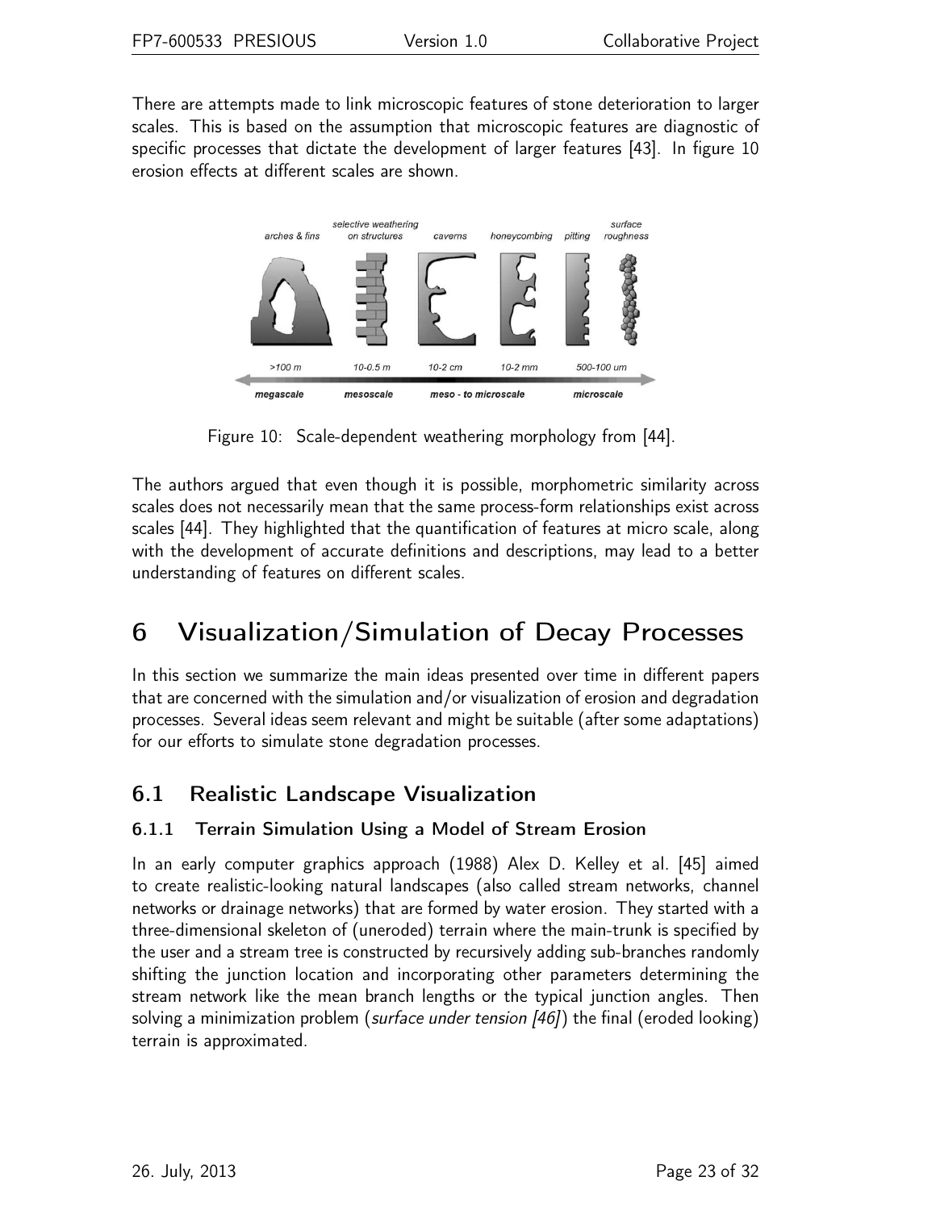There are attempts made to link microscopic features of stone deterioration to larger scales. This is based on the assumption that microscopic features are diagnostic of specific processes that dictate the development of larger features [43]. In figure 10 erosion effects at different scales are shown.

Figure 10: Scale-dependent weathering morphology from [44].

The authors argued that even though it is possible, morphometric similarity across scales does not necessarily mean that the same process-form relationships exist across scales [44]. They highlighted that the quantification of features at micro scale, along with the development of accurate definitions and descriptions, may lead to a better understanding of features on different scales.

# 6 Visualization/Simulation of Decay Processes

In this section we summarize the main ideas presented over time in different papers that are concerned with the simulation and/or visualization of erosion and degradation processes. Several ideas seem relevant and might be suitable (after some adaptations) for our efforts to simulate stone degradation processes.

## 6.1 Realistic Landscape Visualization

### 6.1.1 Terrain Simulation Using a Model of Stream Erosion

In an early computer graphics approach (1988) Alex D. Kelley et al. [45] aimed to create realistic-looking natural landscapes (also called stream networks, channel networks or drainage networks) that are formed by water erosion. They started with a three-dimensional skeleton of (uneroded) terrain where the main-trunk is specified by the user and a stream tree is constructed by recursively adding sub-branches randomly shifting the junction location and incorporating other parameters determining the stream network like the mean branch lengths or the typical junction angles. Then solving a minimization problem (*surface under tension [46]*) the final (eroded looking) terrain is approximated.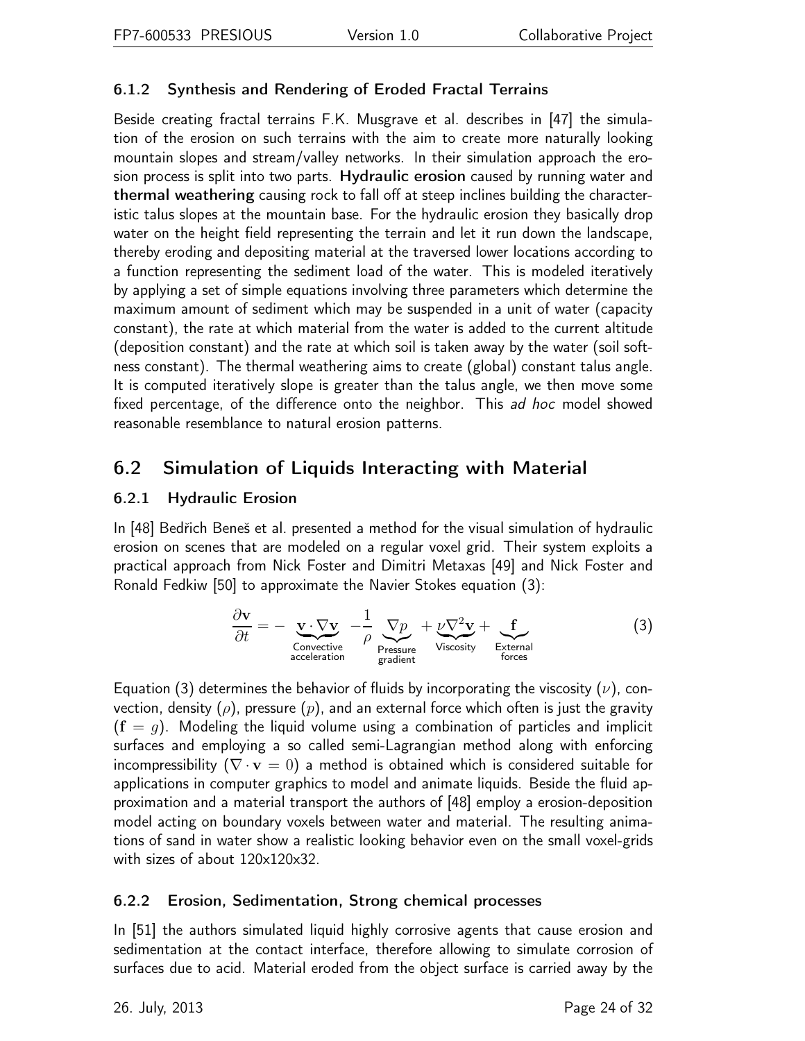### 6.1.2 Synthesis and Rendering of Eroded Fractal Terrains

Beside creating fractal terrains F.K. Musgrave et al. describes in [47] the simulation of the erosion on such terrains with the aim to create more naturally looking mountain slopes and stream/valley networks. In their simulation approach the erosion process is split into two parts. **Hydraulic erosion** caused by running water and **thermal weathering** causing rock to fall off at steep inclines building the characteristic talus slopes at the mountain base. For the hydraulic erosion they basically drop water on the height field representing the terrain and let it run down the landscape, thereby eroding and depositing material at the traversed lower locations according to a function representing the sediment load of the water. This is modeled iteratively by applying a set of simple equations involving three parameters which determine the maximum amount of sediment which may be suspended in a unit of water (capacity constant), the rate at which material from the water is added to the current altitude (deposition constant) and the rate at which soil is taken away by the water (soil softness constant). The thermal weathering aims to create (global) constant talus angle. It is computed iteratively slope is greater than the talus angle, we then move some fixed percentage, of the difference onto the neighbor. This *ad hoc* model showed reasonable resemblance to natural erosion patterns.

## 6.2 Simulation of Liquids Interacting with Material

### 6.2.1 Hydraulic Erosion

In [48] Bedřich Beneš et al. presented a method for the visual simulation of hydraulic erosion on scenes that are modeled on a regular voxel grid. Their system exploits a practical approach from Nick Foster and Dimitri Metaxas [49] and Nick Foster and Ronald Fedkiw [50] to approximate the Navier Stokes equation (3):

$$\frac{\partial \mathbf{v}}{\partial t} = - \underbrace{\mathbf{v} \cdot \nabla \mathbf{v}}_{\text{Convective acceleration}} - \frac{1}{\rho} \underbrace{\nabla p}_{\text{Pressure gradient}} + \underbrace{\nu \nabla^2 \mathbf{v}}_{\text{Viscosity}} + \underbrace{\mathbf{f}}_{\text{External forces}} \tag{3}$$

Equation (3) determines the behavior of fluids by incorporating the viscosity ($\nu$), convection, density ($\rho$), pressure ($p$), and an external force which often is just the gravity ($\mathbf{f} = g$). Modeling the liquid volume using a combination of particles and implicit surfaces and employing a so called semi-Lagrangian method along with enforcing incompressibility ($\nabla \cdot \mathbf{v} = 0$) a method is obtained which is considered suitable for applications in computer graphics to model and animate liquids. Beside the fluid approximation and a material transport the authors of [48] employ a erosion-deposition model acting on boundary voxels between water and material. The resulting animations of sand in water show a realistic looking behavior even on the small voxel-grids with sizes of about 120x120x32.

### 6.2.2 Erosion, Sedimentation, Strong chemical processes

In [51] the authors simulated liquid highly corrosive agents that cause erosion and sedimentation at the contact interface, therefore allowing to simulate corrosion of surfaces due to acid. Material eroded from the object surface is carried away by the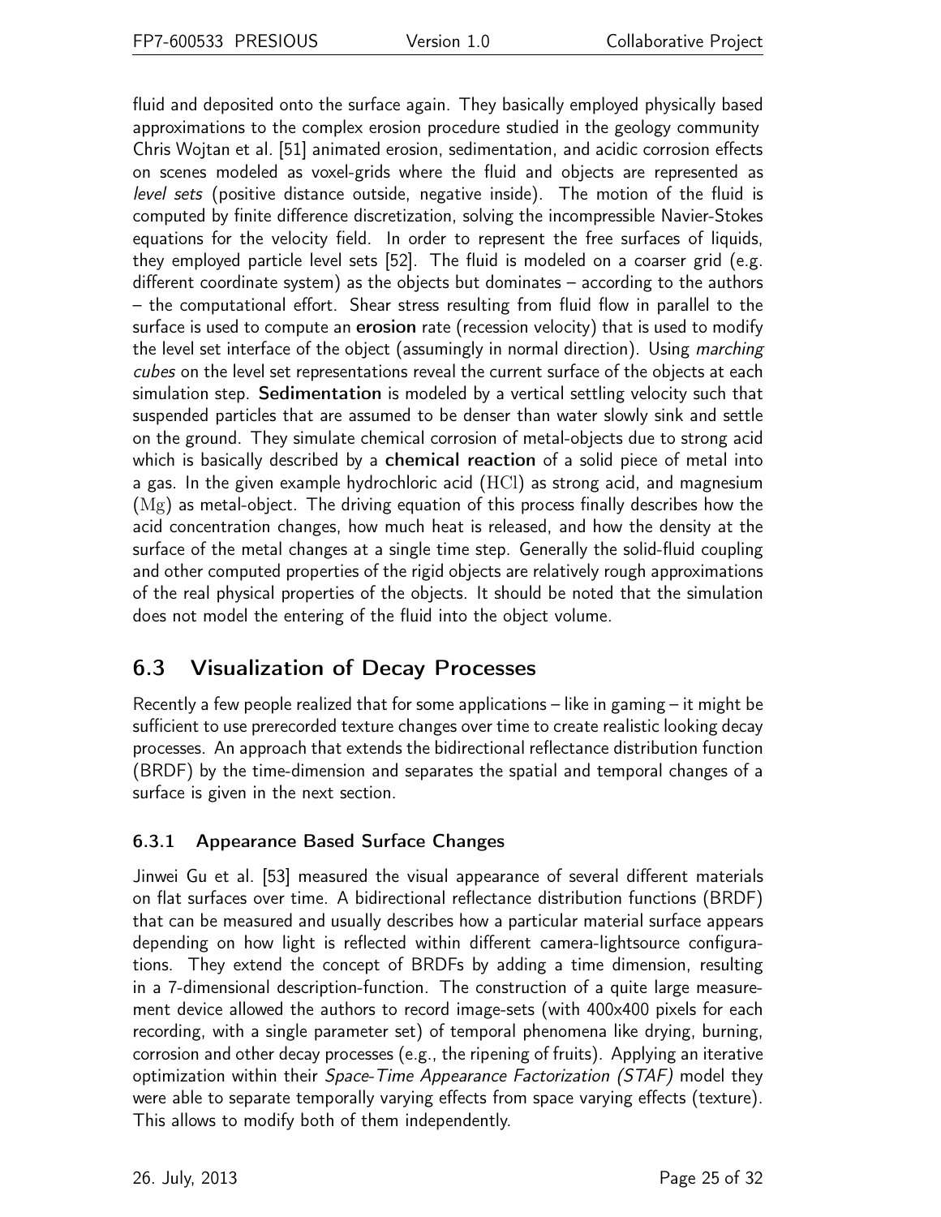fluid and deposited onto the surface again. They basically employed physically based approximations to the complex erosion procedure studied in the geology community Chris Wojtan et al. [51] animated erosion, sedimentation, and acidic corrosion effects on scenes modeled as voxel-grids where the fluid and objects are represented as *level sets* (positive distance outside, negative inside). The motion of the fluid is computed by finite difference discretization, solving the incompressible Navier-Stokes equations for the velocity field. In order to represent the free surfaces of liquids, they employed particle level sets [52]. The fluid is modeled on a coarser grid (e.g. different coordinate system) as the objects but dominates – according to the authors – the computational effort. Shear stress resulting from fluid flow in parallel to the surface is used to compute an **erosion** rate (recession velocity) that is used to modify the level set interface of the object (assumingly in normal direction). Using *marching cubes* on the level set representations reveal the current surface of the objects at each simulation step. **Sedimentation** is modeled by a vertical settling velocity such that suspended particles that are assumed to be denser than water slowly sink and settle on the ground. They simulate chemical corrosion of metal-objects due to strong acid which is basically described by a **chemical reaction** of a solid piece of metal into a gas. In the given example hydrochloric acid ($\mathrm{HCl}$) as strong acid, and magnesium ($\mathrm{Mg}$) as metal-object. The driving equation of this process finally describes how the acid concentration changes, how much heat is released, and how the density at the surface of the metal changes at a single time step. Generally the solid-fluid coupling and other computed properties of the rigid objects are relatively rough approximations of the real physical properties of the objects. It should be noted that the simulation does not model the entering of the fluid into the object volume.

## 6.3 Visualization of Decay Processes

Recently a few people realized that for some applications – like in gaming – it might be sufficient to use prerecorded texture changes over time to create realistic looking decay processes. An approach that extends the bidirectional reflectance distribution function (BRDF) by the time-dimension and separates the spatial and temporal changes of a surface is given in the next section.

### 6.3.1 Appearance Based Surface Changes

Jinwei Gu et al. [53] measured the visual appearance of several different materials on flat surfaces over time. A bidirectional reflectance distribution functions (BRDF) that can be measured and usually describes how a particular material surface appears depending on how light is reflected within different camera-lightsource configurations. They extend the concept of BRDFs by adding a time dimension, resulting in a 7-dimensional description-function. The construction of a quite large measurement device allowed the authors to record image-sets (with 400x400 pixels for each recording, with a single parameter set) of temporal phenomena like drying, burning, corrosion and other decay processes (e.g., the ripening of fruits). Applying an iterative optimization within their *Space-Time Appearance Factorization (STAF)* model they were able to separate temporally varying effects from space varying effects (texture). This allows to modify both of them independently.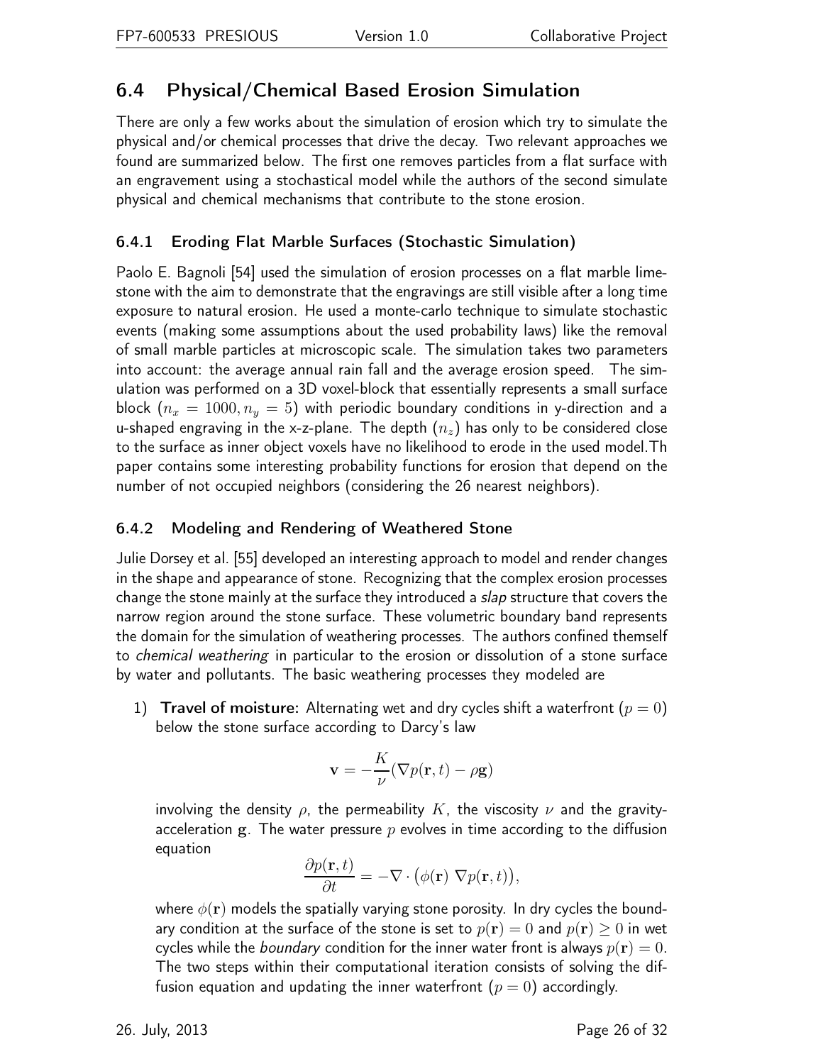## 6.4 Physical/Chemical Based Erosion Simulation

There are only a few works about the simulation of erosion which try to simulate the physical and/or chemical processes that drive the decay. Two relevant approaches we found are summarized below. The first one removes particles from a flat surface with an engravement using a stochastical model while the authors of the second simulate physical and chemical mechanisms that contribute to the stone erosion.

### 6.4.1 Eroding Flat Marble Surfaces (Stochastic Simulation)

Paolo E. Bagnoli [54] used the simulation of erosion processes on a flat marble limestone with the aim to demonstrate that the engravings are still visible after a long time exposure to natural erosion. He used a monte-carlo technique to simulate stochastic events (making some assumptions about the used probability laws) like the removal of small marble particles at microscopic scale. The simulation takes two parameters into account: the average annual rain fall and the average erosion speed. The simulation was performed on a 3D voxel-block that essentially represents a small surface block ($n_x = 1000, n_y = 5$) with periodic boundary conditions in y-direction and a u-shaped engraving in the x-z-plane. The depth ($n_z$) has only to be considered close to the surface as inner object voxels have no likelihood to erode in the used model.Th paper contains some interesting probability functions for erosion that depend on the number of not occupied neighbors (considering the 26 nearest neighbors).

### 6.4.2 Modeling and Rendering of Weathered Stone

Julie Dorsey et al. [55] developed an interesting approach to model and render changes in the shape and appearance of stone. Recognizing that the complex erosion processes change the stone mainly at the surface they introduced a *slap* structure that covers the narrow region around the stone surface. These volumetric boundary band represents the domain for the simulation of weathering processes. The authors confined themself to *chemical weathering* in particular to the erosion or dissolution of a stone surface by water and pollutants. The basic weathering processes they modeled are

1) **Travel of moisture:** Alternating wet and dry cycles shift a waterfront ($p = 0$) below the stone surface according to Darcy's law

$$\mathbf{v} = -\frac{K}{\nu}(\nabla p(\mathbf{r}, t) - \rho \mathbf{g})$$

involving the density $\rho$, the permeability $K$, the viscosity $\nu$ and the gravity-acceleration $\mathbf{g}$. The water pressure $p$ evolves in time according to the diffusion equation

$$\frac{\partial p(\mathbf{r}, t)}{\partial t} = -\nabla \cdot \big(\phi(\mathbf{r}) \; \nabla p(\mathbf{r}, t)\big),$$

where $\phi(\mathbf{r})$ models the spatially varying stone porosity. In dry cycles the boundary condition at the surface of the stone is set to $p(\mathbf{r}) = 0$ and $p(\mathbf{r}) \geq 0$ in wet cycles while the *boundary* condition for the inner water front is always $p(\mathbf{r}) = 0$. The two steps within their computational iteration consists of solving the diffusion equation and updating the inner waterfront ($p = 0$) accordingly.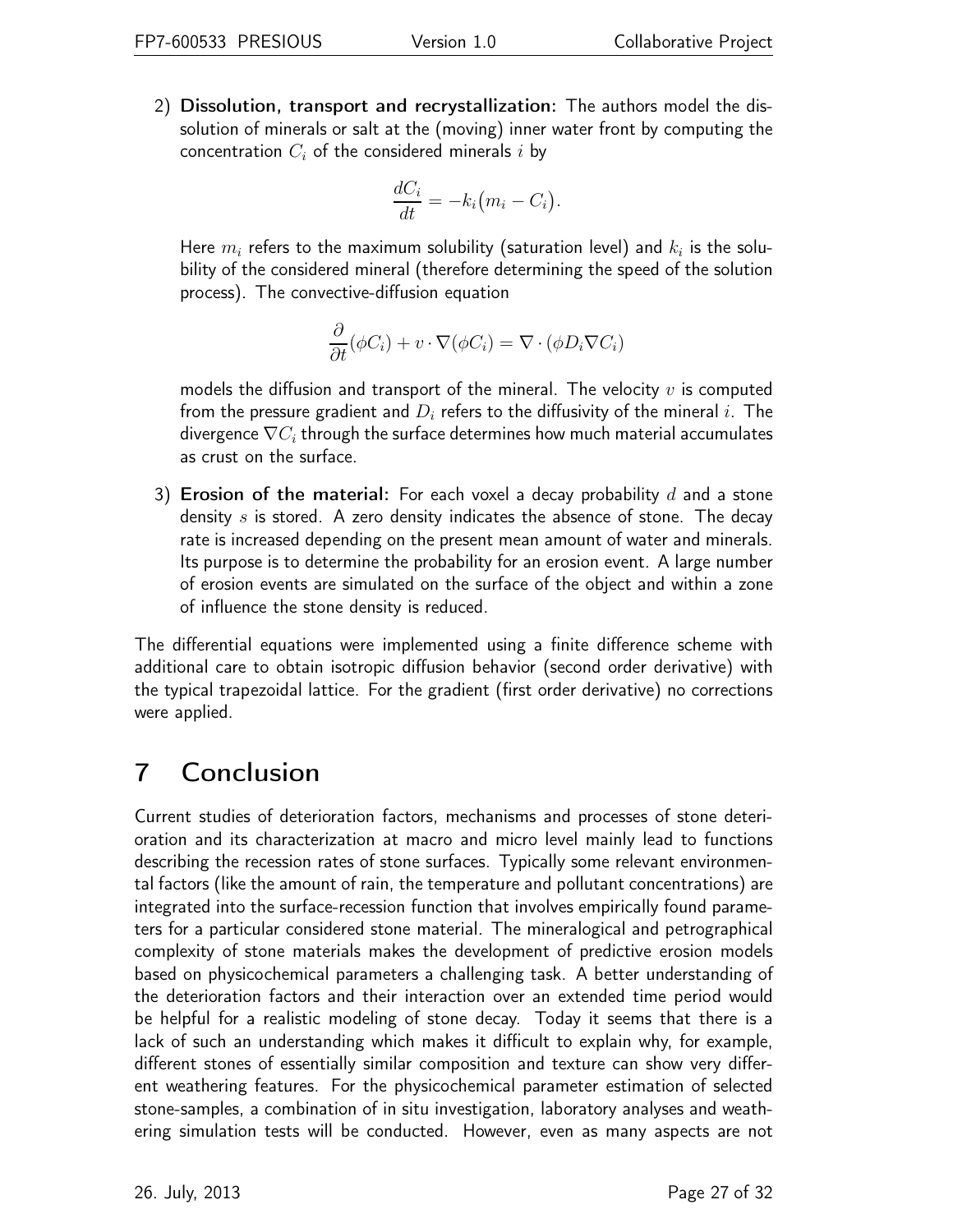2) **Dissolution, transport and recrystallization:** The authors model the dissolution of minerals or salt at the (moving) inner water front by computing the concentration $C_i$ of the considered minerals $i$ by

$$\frac{dC_i}{dt} = -k_i\big(m_i - C_i\big).$$

Here $m_i$ refers to the maximum solubility (saturation level) and $k_i$ is the solubility of the considered mineral (therefore determining the speed of the solution process). The convective-diffusion equation

$$\frac{\partial}{\partial t}(\phi C_i) + v \cdot \nabla(\phi C_i) = \nabla \cdot (\phi D_i \nabla C_i)$$

models the diffusion and transport of the mineral. The velocity $v$ is computed from the pressure gradient and $D_i$ refers to the diffusivity of the mineral $i$. The divergence $\nabla C_i$ through the surface determines how much material accumulates as crust on the surface.

3) **Erosion of the material:** For each voxel a decay probability $d$ and a stone density $s$ is stored. A zero density indicates the absence of stone. The decay rate is increased depending on the present mean amount of water and minerals. Its purpose is to determine the probability for an erosion event. A large number of erosion events are simulated on the surface of the object and within a zone of influence the stone density is reduced.

The differential equations were implemented using a finite difference scheme with additional care to obtain isotropic diffusion behavior (second order derivative) with the typical trapezoidal lattice. For the gradient (first order derivative) no corrections were applied.

# 7 Conclusion

Current studies of deterioration factors, mechanisms and processes of stone deterioration and its characterization at macro and micro level mainly lead to functions describing the recession rates of stone surfaces. Typically some relevant environmental factors (like the amount of rain, the temperature and pollutant concentrations) are integrated into the surface-recession function that involves empirically found parameters for a particular considered stone material. The mineralogical and petrographical complexity of stone materials makes the development of predictive erosion models based on physicochemical parameters a challenging task. A better understanding of the deterioration factors and their interaction over an extended time period would be helpful for a realistic modeling of stone decay. Today it seems that there is a lack of such an understanding which makes it difficult to explain why, for example, different stones of essentially similar composition and texture can show very different weathering features. For the physicochemical parameter estimation of selected stone-samples, a combination of in situ investigation, laboratory analyses and weathering simulation tests will be conducted. However, even as many aspects are not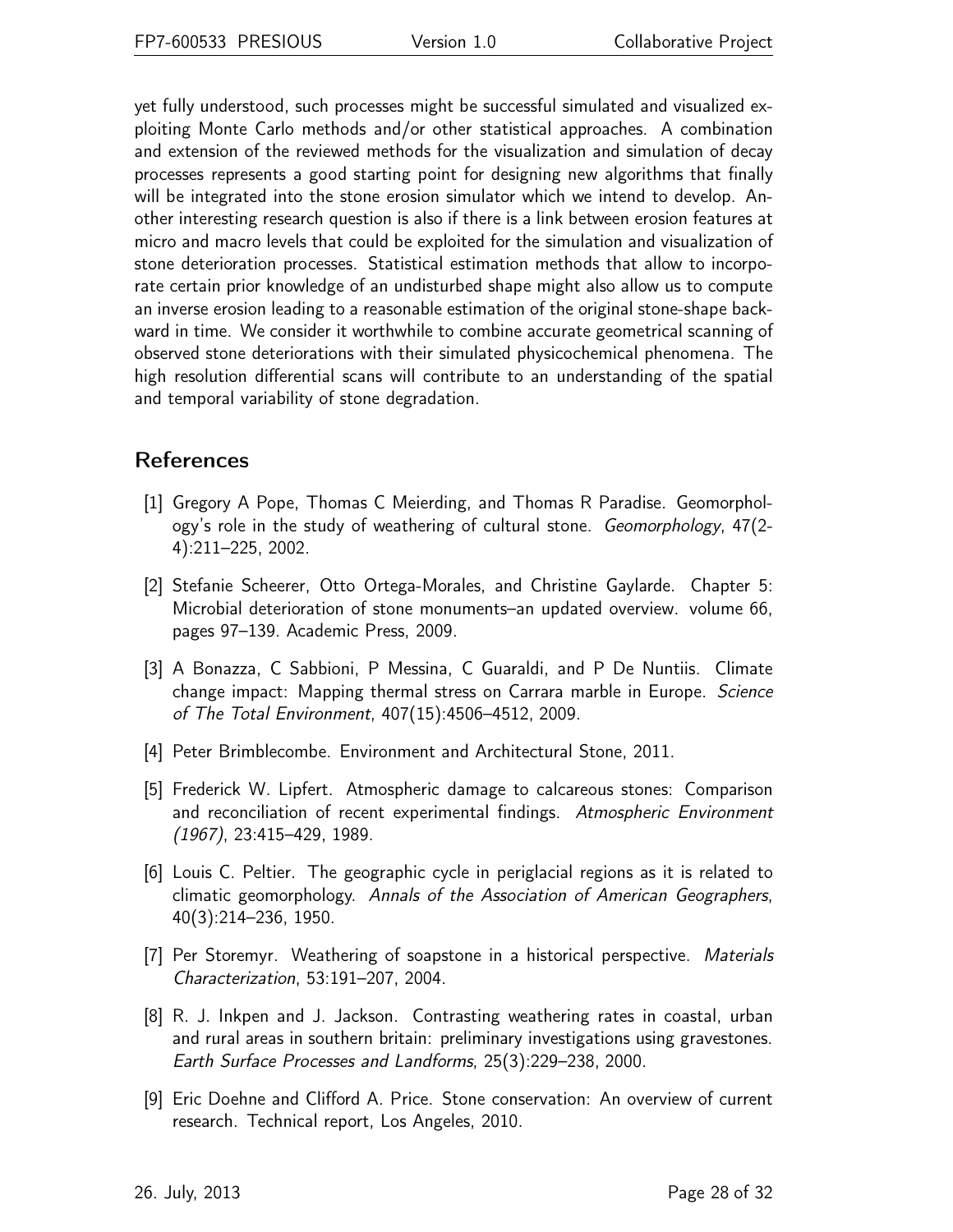yet fully understood, such processes might be successful simulated and visualized exploiting Monte Carlo methods and/or other statistical approaches. A combination and extension of the reviewed methods for the visualization and simulation of decay processes represents a good starting point for designing new algorithms that finally will be integrated into the stone erosion simulator which we intend to develop. Another interesting research question is also if there is a link between erosion features at micro and macro levels that could be exploited for the simulation and visualization of stone deterioration processes. Statistical estimation methods that allow to incorporate certain prior knowledge of an undisturbed shape might also allow us to compute an inverse erosion leading to a reasonable estimation of the original stone-shape backward in time. We consider it worthwhile to combine accurate geometrical scanning of observed stone deteriorations with their simulated physicochemical phenomena. The high resolution differential scans will contribute to an understanding of the spatial and temporal variability of stone degradation.

## References

[1] Gregory A Pope, Thomas C Meierding, and Thomas R Paradise. Geomorphology's role in the study of weathering of cultural stone. *Geomorphology*, 47(2-4):211–225, 2002.

[2] Stefanie Scheerer, Otto Ortega-Morales, and Christine Gaylarde. Chapter 5: Microbial deterioration of stone monuments–an updated overview. volume 66, pages 97–139. Academic Press, 2009.

[3] A Bonazza, C Sabbioni, P Messina, C Guaraldi, and P De Nuntiis. Climate change impact: Mapping thermal stress on Carrara marble in Europe. *Science of The Total Environment*, 407(15):4506–4512, 2009.

[4] Peter Brimblecombe. Environment and Architectural Stone, 2011.

[5] Frederick W. Lipfert. Atmospheric damage to calcareous stones: Comparison and reconciliation of recent experimental findings. *Atmospheric Environment (1967)*, 23:415–429, 1989.

[6] Louis C. Peltier. The geographic cycle in periglacial regions as it is related to climatic geomorphology. *Annals of the Association of American Geographers*, 40(3):214–236, 1950.

[7] Per Storemyr. Weathering of soapstone in a historical perspective. *Materials Characterization*, 53:191–207, 2004.

[8] R. J. Inkpen and J. Jackson. Contrasting weathering rates in coastal, urban and rural areas in southern britain: preliminary investigations using gravestones. *Earth Surface Processes and Landforms*, 25(3):229–238, 2000.

[9] Eric Doehne and Clifford A. Price. Stone conservation: An overview of current research. Technical report, Los Angeles, 2010.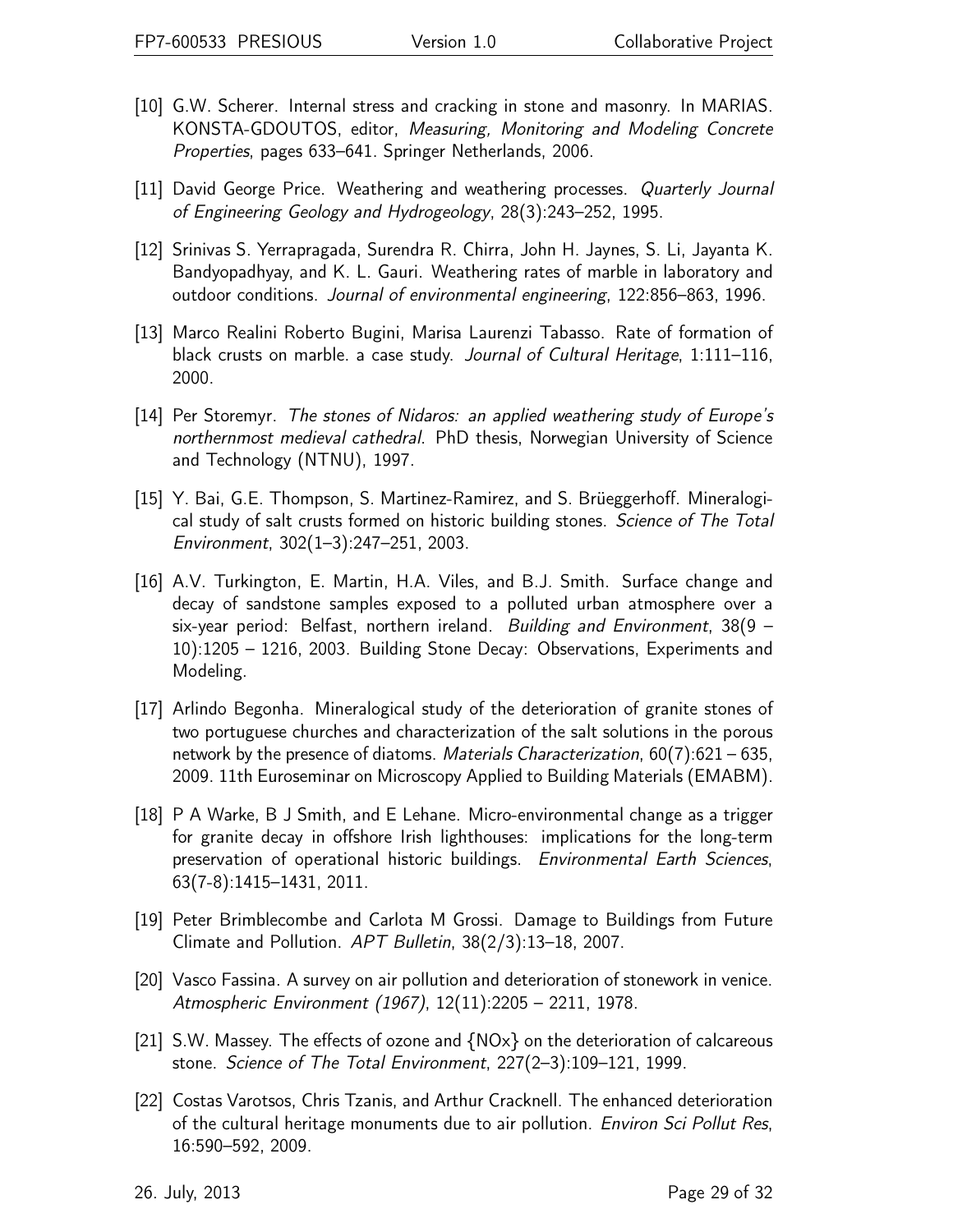[10] G.W. Scherer. Internal stress and cracking in stone and masonry. In MARIAS. KONSTA-GDOUTOS, editor, *Measuring, Monitoring and Modeling Concrete Properties*, pages 633–641. Springer Netherlands, 2006.

[11] David George Price. Weathering and weathering processes. *Quarterly Journal of Engineering Geology and Hydrogeology*, 28(3):243–252, 1995.

[12] Srinivas S. Yerrapragada, Surendra R. Chirra, John H. Jaynes, S. Li, Jayanta K. Bandyopadhyay, and K. L. Gauri. Weathering rates of marble in laboratory and outdoor conditions. *Journal of environmental engineering*, 122:856–863, 1996.

[13] Marco Realini Roberto Bugini, Marisa Laurenzi Tabasso. Rate of formation of black crusts on marble. a case study. *Journal of Cultural Heritage*, 1:111–116, 2000.

[14] Per Storemyr. *The stones of Nidaros: an applied weathering study of Europe's northernmost medieval cathedral*. PhD thesis, Norwegian University of Science and Technology (NTNU), 1997.

[15] Y. Bai, G.E. Thompson, S. Martinez-Ramirez, and S. Brüeggerhoff. Mineralogical study of salt crusts formed on historic building stones. *Science of The Total Environment*, 302(1–3):247–251, 2003.

[16] A.V. Turkington, E. Martin, H.A. Viles, and B.J. Smith. Surface change and decay of sandstone samples exposed to a polluted urban atmosphere over a six-year period: Belfast, northern ireland. *Building and Environment*, 38(9 – 10):1205 – 1216, 2003. Building Stone Decay: Observations, Experiments and Modeling.

[17] Arlindo Begonha. Mineralogical study of the deterioration of granite stones of two portuguese churches and characterization of the salt solutions in the porous network by the presence of diatoms. *Materials Characterization*, 60(7):621 – 635, 2009. 11th Euroseminar on Microscopy Applied to Building Materials (EMABM).

[18] P A Warke, B J Smith, and E Lehane. Micro-environmental change as a trigger for granite decay in offshore Irish lighthouses: implications for the long-term preservation of operational historic buildings. *Environmental Earth Sciences*, 63(7-8):1415–1431, 2011.

[19] Peter Brimblecombe and Carlota M Grossi. Damage to Buildings from Future Climate and Pollution. *APT Bulletin*, 38(2/3):13–18, 2007.

[20] Vasco Fassina. A survey on air pollution and deterioration of stonework in venice. *Atmospheric Environment (1967)*, 12(11):2205 – 2211, 1978.

[21] S.W. Massey. The effects of ozone and {NOx} on the deterioration of calcareous stone. *Science of The Total Environment*, 227(2–3):109–121, 1999.

[22] Costas Varotsos, Chris Tzanis, and Arthur Cracknell. The enhanced deterioration of the cultural heritage monuments due to air pollution. *Environ Sci Pollut Res*, 16:590–592, 2009.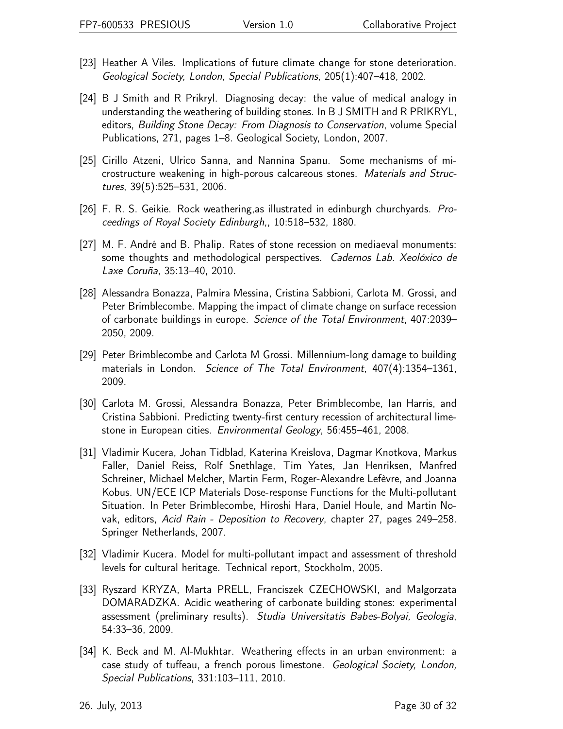[23] Heather A Viles. Implications of future climate change for stone deterioration. *Geological Society, London, Special Publications*, 205(1):407–418, 2002.

[24] B J Smith and R Prikryl. Diagnosing decay: the value of medical analogy in understanding the weathering of building stones. In B J SMITH and R PRIKRYL, editors, *Building Stone Decay: From Diagnosis to Conservation*, volume Special Publications, 271, pages 1–8. Geological Society, London, 2007.

[25] Cirillo Atzeni, Ulrico Sanna, and Nannina Spanu. Some mechanisms of microstructure weakening in high-porous calcareous stones. *Materials and Structures*, 39(5):525–531, 2006.

[26] F. R. S. Geikie. Rock weathering,as illustrated in edinburgh churchyards. *Proceedings of Royal Society Edinburgh,*, 10:518–532, 1880.

[27] M. F. André and B. Phalip. Rates of stone recession on mediaeval monuments: some thoughts and methodological perspectives. *Cadernos Lab. Xeolóxico de Laxe Coruña*, 35:13–40, 2010.

[28] Alessandra Bonazza, Palmira Messina, Cristina Sabbioni, Carlota M. Grossi, and Peter Brimblecombe. Mapping the impact of climate change on surface recession of carbonate buildings in europe. *Science of the Total Environment*, 407:2039–2050, 2009.

[29] Peter Brimblecombe and Carlota M Grossi. Millennium-long damage to building materials in London. *Science of The Total Environment*, 407(4):1354–1361, 2009.

[30] Carlota M. Grossi, Alessandra Bonazza, Peter Brimblecombe, Ian Harris, and Cristina Sabbioni. Predicting twenty-first century recession of architectural limestone in European cities. *Environmental Geology*, 56:455–461, 2008.

[31] Vladimir Kucera, Johan Tidblad, Katerina Kreislova, Dagmar Knotkova, Markus Faller, Daniel Reiss, Rolf Snethlage, Tim Yates, Jan Henriksen, Manfred Schreiner, Michael Melcher, Martin Ferm, Roger-Alexandre Lefèvre, and Joanna Kobus. UN/ECE ICP Materials Dose-response Functions for the Multi-pollutant Situation. In Peter Brimblecombe, Hiroshi Hara, Daniel Houle, and Martin Novak, editors, *Acid Rain - Deposition to Recovery*, chapter 27, pages 249–258. Springer Netherlands, 2007.

[32] Vladimir Kucera. Model for multi-pollutant impact and assessment of threshold levels for cultural heritage. Technical report, Stockholm, 2005.

[33] Ryszard KRYZA, Marta PRELL, Franciszek CZECHOWSKI, and Malgorzata DOMARADZKA. Acidic weathering of carbonate building stones: experimental assessment (preliminary results). *Studia Universitatis Babes-Bolyai, Geologia*, 54:33–36, 2009.

[34] K. Beck and M. Al-Mukhtar. Weathering effects in an urban environment: a case study of tuffeau, a french porous limestone. *Geological Society, London, Special Publications*, 331:103–111, 2010.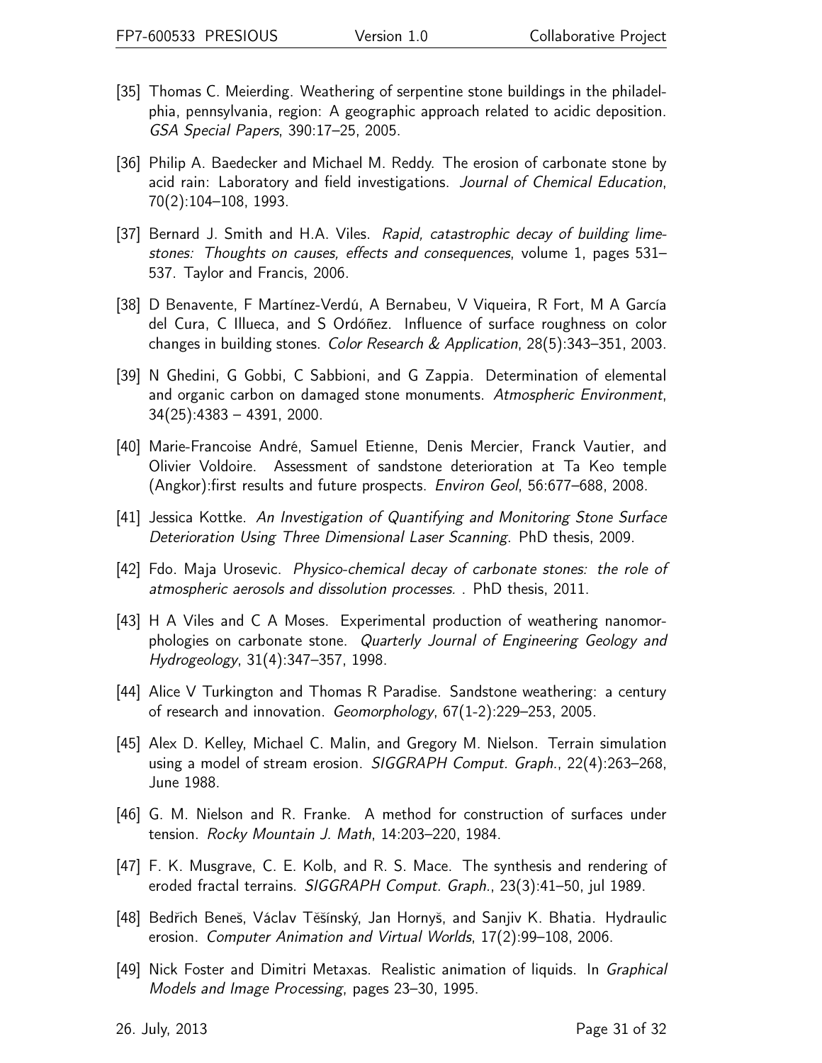[35] Thomas C. Meierding. Weathering of serpentine stone buildings in the philadelphia, pennsylvania, region: A geographic approach related to acidic deposition. *GSA Special Papers*, 390:17–25, 2005.

[36] Philip A. Baedecker and Michael M. Reddy. The erosion of carbonate stone by acid rain: Laboratory and field investigations. *Journal of Chemical Education*, 70(2):104–108, 1993.

[37] Bernard J. Smith and H.A. Viles. *Rapid, catastrophic decay of building limestones: Thoughts on causes, effects and consequences*, volume 1, pages 531–537. Taylor and Francis, 2006.

[38] D Benavente, F Martínez-Verdú, A Bernabeu, V Viqueira, R Fort, M A García del Cura, C Illueca, and S Ordóñez. Influence of surface roughness on color changes in building stones. *Color Research & Application*, 28(5):343–351, 2003.

[39] N Ghedini, G Gobbi, C Sabbioni, and G Zappia. Determination of elemental and organic carbon on damaged stone monuments. *Atmospheric Environment*, 34(25):4383 – 4391, 2000.

[40] Marie-Francoise André, Samuel Etienne, Denis Mercier, Franck Vautier, and Olivier Voldoire. Assessment of sandstone deterioration at Ta Keo temple (Angkor):first results and future prospects. *Environ Geol*, 56:677–688, 2008.

[41] Jessica Kottke. *An Investigation of Quantifying and Monitoring Stone Surface Deterioration Using Three Dimensional Laser Scanning*. PhD thesis, 2009.

[42] Fdo. Maja Urosevic. *Physico-chemical decay of carbonate stones: the role of atmospheric aerosols and dissolution processes.* . PhD thesis, 2011.

[43] H A Viles and C A Moses. Experimental production of weathering nanomorphologies on carbonate stone. *Quarterly Journal of Engineering Geology and Hydrogeology*, 31(4):347–357, 1998.

[44] Alice V Turkington and Thomas R Paradise. Sandstone weathering: a century of research and innovation. *Geomorphology*, 67(1-2):229–253, 2005.

[45] Alex D. Kelley, Michael C. Malin, and Gregory M. Nielson. Terrain simulation using a model of stream erosion. *SIGGRAPH Comput. Graph.*, 22(4):263–268, June 1988.

[46] G. M. Nielson and R. Franke. A method for construction of surfaces under tension. *Rocky Mountain J. Math*, 14:203–220, 1984.

[47] F. K. Musgrave, C. E. Kolb, and R. S. Mace. The synthesis and rendering of eroded fractal terrains. *SIGGRAPH Comput. Graph.*, 23(3):41–50, jul 1989.

[48] Bedřich Beneš, Václav Těšínský, Jan Hornyš, and Sanjiv K. Bhatia. Hydraulic erosion. *Computer Animation and Virtual Worlds*, 17(2):99–108, 2006.

[49] Nick Foster and Dimitri Metaxas. Realistic animation of liquids. In *Graphical Models and Image Processing*, pages 23–30, 1995.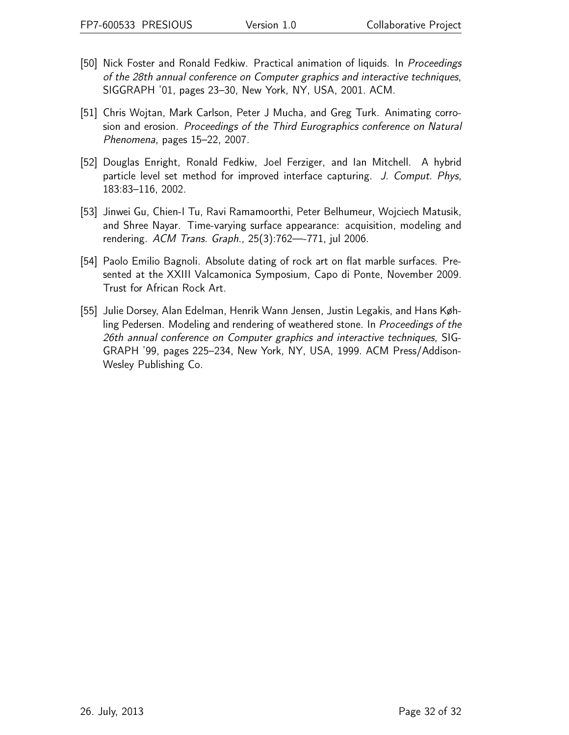[50] Nick Foster and Ronald Fedkiw. Practical animation of liquids. In *Proceedings of the 28th annual conference on Computer graphics and interactive techniques*, SIGGRAPH '01, pages 23–30, New York, NY, USA, 2001. ACM.

[51] Chris Wojtan, Mark Carlson, Peter J Mucha, and Greg Turk. Animating corrosion and erosion. *Proceedings of the Third Eurographics conference on Natural Phenomena*, pages 15–22, 2007.

[52] Douglas Enright, Ronald Fedkiw, Joel Ferziger, and Ian Mitchell. A hybrid particle level set method for improved interface capturing. *J. Comput. Phys*, 183:83–116, 2002.

[53] Jinwei Gu, Chien-I Tu, Ravi Ramamoorthi, Peter Belhumeur, Wojciech Matusik, and Shree Nayar. Time-varying surface appearance: acquisition, modeling and rendering. *ACM Trans. Graph.*, 25(3):762—-771, jul 2006.

[54] Paolo Emilio Bagnoli. Absolute dating of rock art on flat marble surfaces. Presented at the XXIII Valcamonica Symposium, Capo di Ponte, November 2009. Trust for African Rock Art.

[55] Julie Dorsey, Alan Edelman, Henrik Wann Jensen, Justin Legakis, and Hans Køhling Pedersen. Modeling and rendering of weathered stone. In *Proceedings of the 26th annual conference on Computer graphics and interactive techniques*, SIGGRAPH '99, pages 225–234, New York, NY, USA, 1999. ACM Press/Addison-Wesley Publishing Co.